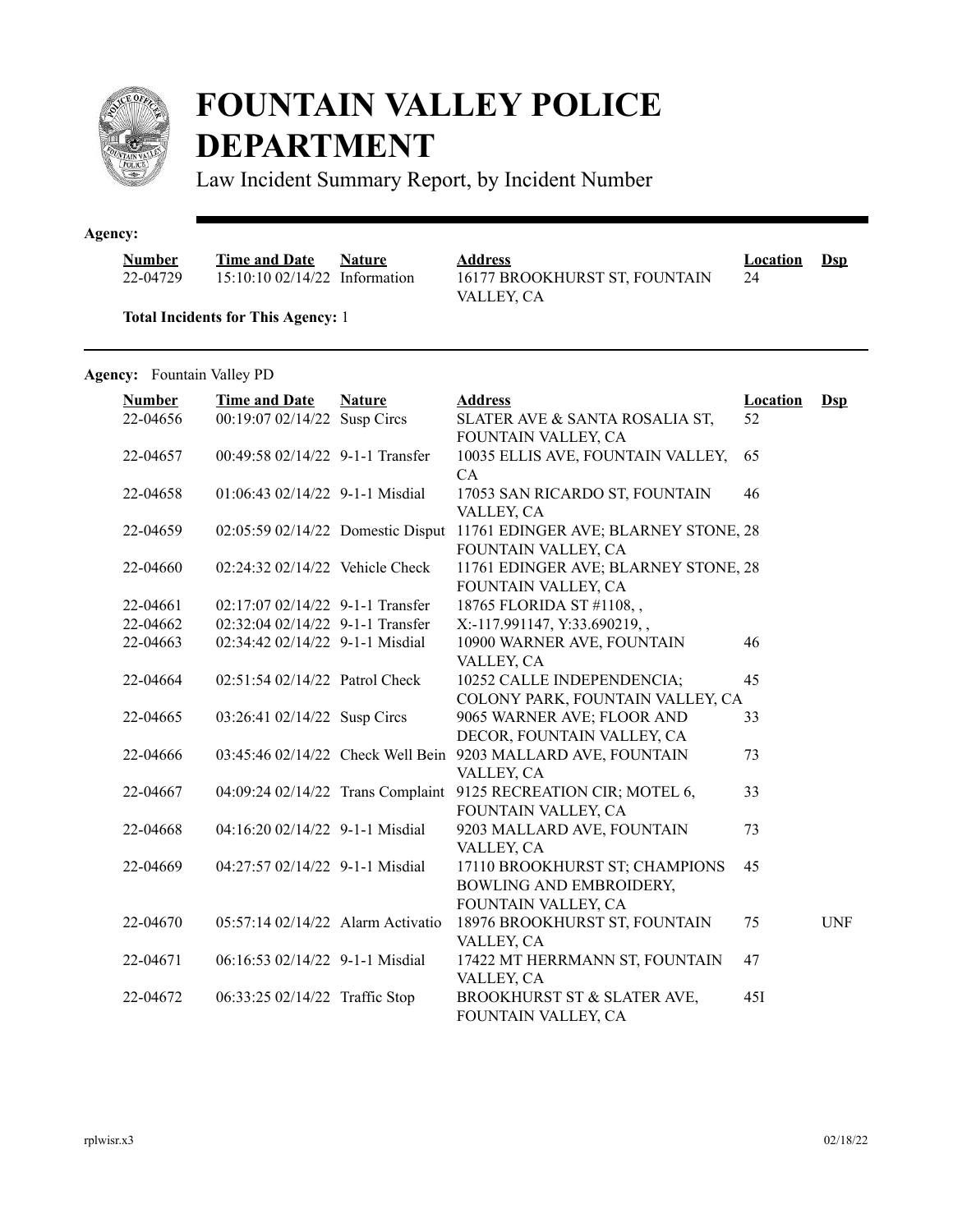# FOUNTAIN VALLEY POLICE DEPARTMENT

Law Incident Summary Report, by Incident Number

**Agency:**

| Number | Time and Date | Nature | Address | Location | Dsp |
|---|---|---|---|---|---|
| 22-04729 | 15:10:10 02/14/22 | Information | 16177 BROOKHURST ST, FOUNTAIN VALLEY, CA | 24 | |

**Total Incidents for This Agency:** 1

**Agency:** Fountain Valley PD

| Number | Time and Date | Nature | Address | Location | Dsp |
|---|---|---|---|---|---|
| 22-04656 | 00:19:07 02/14/22 | Susp Circs | SLATER AVE & SANTA ROSALIA ST, FOUNTAIN VALLEY, CA | 52 | |
| 22-04657 | 00:49:58 02/14/22 | 9-1-1 Transfer | 10035 ELLIS AVE, FOUNTAIN VALLEY, CA | 65 | |
| 22-04658 | 01:06:43 02/14/22 | 9-1-1 Misdial | 17053 SAN RICARDO ST, FOUNTAIN VALLEY, CA | 46 | |
| 22-04659 | 02:05:59 02/14/22 | Domestic Disput | 11761 EDINGER AVE; BLARNEY STONE, FOUNTAIN VALLEY, CA | 28 | |
| 22-04660 | 02:24:32 02/14/22 | Vehicle Check | 11761 EDINGER AVE; BLARNEY STONE, FOUNTAIN VALLEY, CA | 28 | |
| 22-04661 | 02:17:07 02/14/22 | 9-1-1 Transfer | 18765 FLORIDA ST #1108, , | | |
| 22-04662 | 02:32:04 02/14/22 | 9-1-1 Transfer | X:-117.991147, Y:33.690219, , | | |
| 22-04663 | 02:34:42 02/14/22 | 9-1-1 Misdial | 10900 WARNER AVE, FOUNTAIN VALLEY, CA | 46 | |
| 22-04664 | 02:51:54 02/14/22 | Patrol Check | 10252 CALLE INDEPENDENCIA; COLONY PARK, FOUNTAIN VALLEY, CA | 45 | |
| 22-04665 | 03:26:41 02/14/22 | Susp Circs | 9065 WARNER AVE; FLOOR AND DECOR, FOUNTAIN VALLEY, CA | 33 | |
| 22-04666 | 03:45:46 02/14/22 | Check Well Bein | 9203 MALLARD AVE, FOUNTAIN VALLEY, CA | 73 | |
| 22-04667 | 04:09:24 02/14/22 | Trans Complaint | 9125 RECREATION CIR; MOTEL 6, FOUNTAIN VALLEY, CA | 33 | |
| 22-04668 | 04:16:20 02/14/22 | 9-1-1 Misdial | 9203 MALLARD AVE, FOUNTAIN VALLEY, CA | 73 | |
| 22-04669 | 04:27:57 02/14/22 | 9-1-1 Misdial | 17110 BROOKHURST ST; CHAMPIONS BOWLING AND EMBROIDERY, FOUNTAIN VALLEY, CA | 45 | |
| 22-04670 | 05:57:14 02/14/22 | Alarm Activatio | 18976 BROOKHURST ST, FOUNTAIN VALLEY, CA | 75 | UNF |
| 22-04671 | 06:16:53 02/14/22 | 9-1-1 Misdial | 17422 MT HERRMANN ST, FOUNTAIN VALLEY, CA | 47 | |
| 22-04672 | 06:33:25 02/14/22 | Traffic Stop | BROOKHURST ST & SLATER AVE, FOUNTAIN VALLEY, CA | 45I | |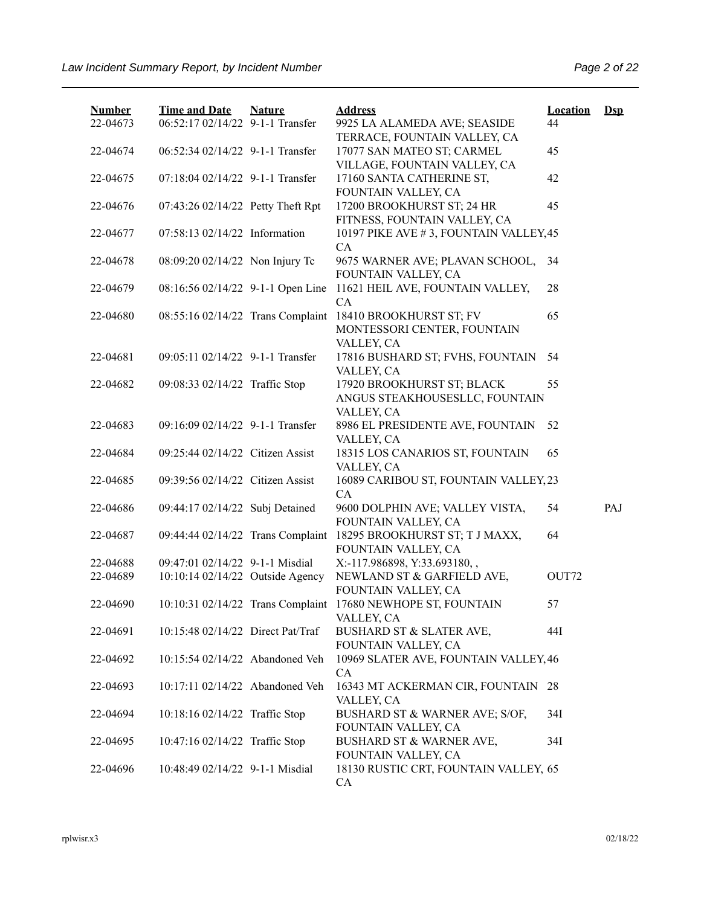| Number | Time and Date | Nature | Address | Location | Dsp |
|---|---|---|---|---|---|
| 22-04673 | 06:52:17 02/14/22 | 9-1-1 Transfer | 9925 LA ALAMEDA AVE; SEASIDE TERRACE, FOUNTAIN VALLEY, CA | 44 | |
| 22-04674 | 06:52:34 02/14/22 | 9-1-1 Transfer | 17077 SAN MATEO ST; CARMEL VILLAGE, FOUNTAIN VALLEY, CA | 45 | |
| 22-04675 | 07:18:04 02/14/22 | 9-1-1 Transfer | 17160 SANTA CATHERINE ST, FOUNTAIN VALLEY, CA | 42 | |
| 22-04676 | 07:43:26 02/14/22 | Petty Theft Rpt | 17200 BROOKHURST ST; 24 HR FITNESS, FOUNTAIN VALLEY, CA | 45 | |
| 22-04677 | 07:58:13 02/14/22 | Information | 10197 PIKE AVE # 3, FOUNTAIN VALLEY, CA | 45 | |
| 22-04678 | 08:09:20 02/14/22 | Non Injury Tc | 9675 WARNER AVE; PLAVAN SCHOOL, FOUNTAIN VALLEY, CA | 34 | |
| 22-04679 | 08:16:56 02/14/22 | 9-1-1 Open Line | 11621 HEIL AVE, FOUNTAIN VALLEY, CA | 28 | |
| 22-04680 | 08:55:16 02/14/22 | Trans Complaint | 18410 BROOKHURST ST; FV MONTESSORI CENTER, FOUNTAIN VALLEY, CA | 65 | |
| 22-04681 | 09:05:11 02/14/22 | 9-1-1 Transfer | 17816 BUSHARD ST; FVHS, FOUNTAIN VALLEY, CA | 54 | |
| 22-04682 | 09:08:33 02/14/22 | Traffic Stop | 17920 BROOKHURST ST; BLACK ANGUS STEAKHOUSESLLC, FOUNTAIN VALLEY, CA | 55 | |
| 22-04683 | 09:16:09 02/14/22 | 9-1-1 Transfer | 8986 EL PRESIDENTE AVE, FOUNTAIN VALLEY, CA | 52 | |
| 22-04684 | 09:25:44 02/14/22 | Citizen Assist | 18315 LOS CANARIOS ST, FOUNTAIN VALLEY, CA | 65 | |
| 22-04685 | 09:39:56 02/14/22 | Citizen Assist | 16089 CARIBOU ST, FOUNTAIN VALLEY, CA | 23 | |
| 22-04686 | 09:44:17 02/14/22 | Subj Detained | 9600 DOLPHIN AVE; VALLEY VISTA, FOUNTAIN VALLEY, CA | 54 | PAJ |
| 22-04687 | 09:44:44 02/14/22 | Trans Complaint | 18295 BROOKHURST ST; T J MAXX, FOUNTAIN VALLEY, CA | 64 | |
| 22-04688 | 09:47:01 02/14/22 | 9-1-1 Misdial | X:-117.986898, Y:33.693180, , | | |
| 22-04689 | 10:10:14 02/14/22 | Outside Agency | NEWLAND ST & GARFIELD AVE, FOUNTAIN VALLEY, CA | OUT72 | |
| 22-04690 | 10:10:31 02/14/22 | Trans Complaint | 17680 NEWHOPE ST, FOUNTAIN VALLEY, CA | 57 | |
| 22-04691 | 10:15:48 02/14/22 | Direct Pat/Traf | BUSHARD ST & SLATER AVE, FOUNTAIN VALLEY, CA | 44I | |
| 22-04692 | 10:15:54 02/14/22 | Abandoned Veh | 10969 SLATER AVE, FOUNTAIN VALLEY, CA | 46 | |
| 22-04693 | 10:17:11 02/14/22 | Abandoned Veh | 16343 MT ACKERMAN CIR, FOUNTAIN VALLEY, CA | 28 | |
| 22-04694 | 10:18:16 02/14/22 | Traffic Stop | BUSHARD ST & WARNER AVE; S/OF, FOUNTAIN VALLEY, CA | 34I | |
| 22-04695 | 10:47:16 02/14/22 | Traffic Stop | BUSHARD ST & WARNER AVE, FOUNTAIN VALLEY, CA | 34I | |
| 22-04696 | 10:48:49 02/14/22 | 9-1-1 Misdial | 18130 RUSTIC CRT, FOUNTAIN VALLEY, CA | 65 | |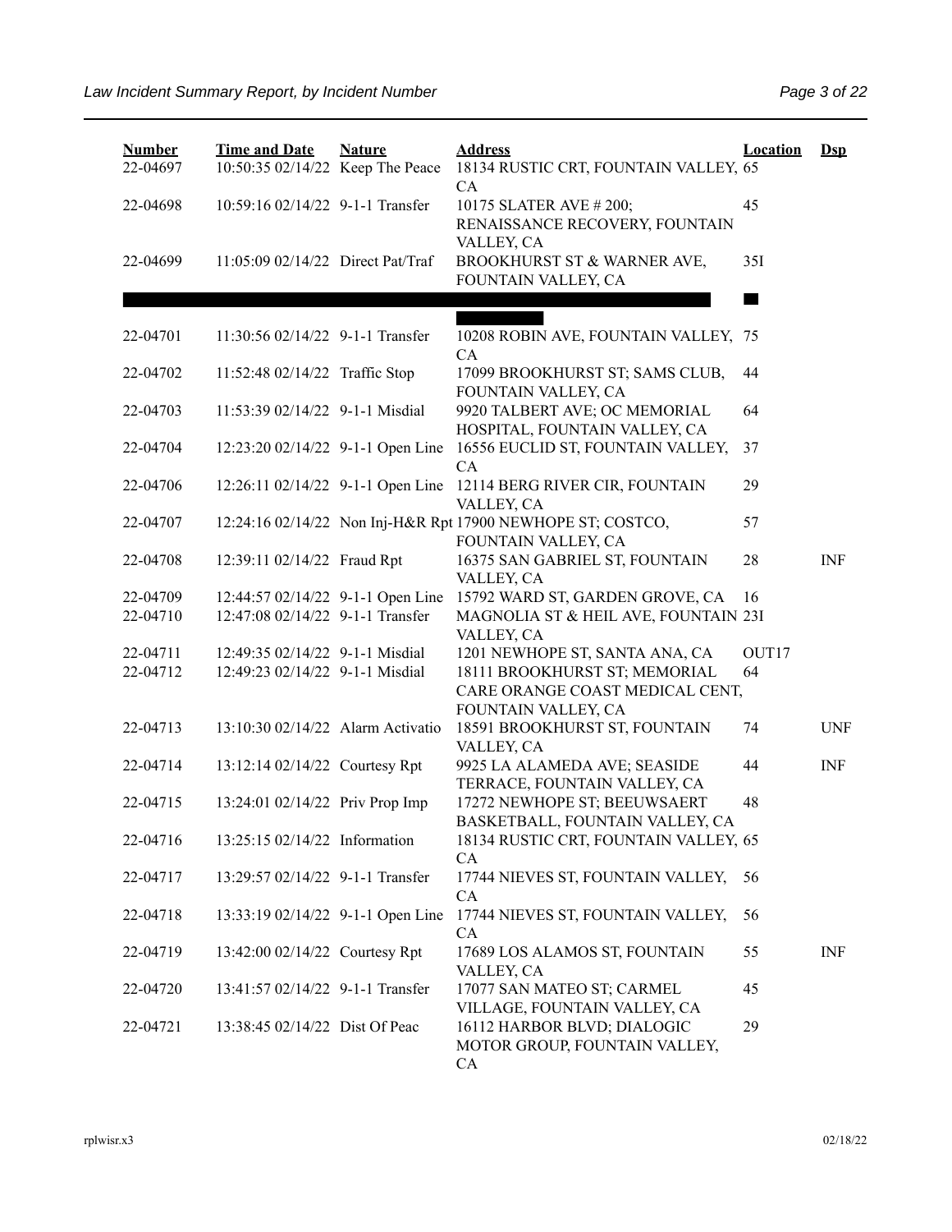| Number | Time and Date | Nature | Address | Location | Dsp |
|---|---|---|---|---|---|
| 22-04697 | 10:50:35 02/14/22 | Keep The Peace | 18134 RUSTIC CRT, FOUNTAIN VALLEY, CA | 65 | |
| 22-04698 | 10:59:16 02/14/22 | 9-1-1 Transfer | 10175 SLATER AVE # 200; RENAISSANCE RECOVERY, FOUNTAIN VALLEY, CA | 45 | |
| 22-04699 | 11:05:09 02/14/22 | Direct Pat/Traf | BROOKHURST ST & WARNER AVE, FOUNTAIN VALLEY, CA | 35I | |
| | | | | | |
| 22-04701 | 11:30:56 02/14/22 | 9-1-1 Transfer | 10208 ROBIN AVE, FOUNTAIN VALLEY, CA | 75 | |
| 22-04702 | 11:52:48 02/14/22 | Traffic Stop | 17099 BROOKHURST ST; SAMS CLUB, FOUNTAIN VALLEY, CA | 44 | |
| 22-04703 | 11:53:39 02/14/22 | 9-1-1 Misdial | 9920 TALBERT AVE; OC MEMORIAL HOSPITAL, FOUNTAIN VALLEY, CA | 64 | |
| 22-04704 | 12:23:20 02/14/22 | 9-1-1 Open Line | 16556 EUCLID ST, FOUNTAIN VALLEY, CA | 37 | |
| 22-04706 | 12:26:11 02/14/22 | 9-1-1 Open Line | 12114 BERG RIVER CIR, FOUNTAIN VALLEY, CA | 29 | |
| 22-04707 | 12:24:16 02/14/22 | Non Inj-H&R Rpt | 17900 NEWHOPE ST; COSTCO, FOUNTAIN VALLEY, CA | 57 | |
| 22-04708 | 12:39:11 02/14/22 | Fraud Rpt | 16375 SAN GABRIEL ST, FOUNTAIN VALLEY, CA | 28 | INF |
| 22-04709 | 12:44:57 02/14/22 | 9-1-1 Open Line | 15792 WARD ST, GARDEN GROVE, CA | 16 | |
| 22-04710 | 12:47:08 02/14/22 | 9-1-1 Transfer | MAGNOLIA ST & HEIL AVE, FOUNTAIN VALLEY, CA | 23I | |
| 22-04711 | 12:49:35 02/14/22 | 9-1-1 Misdial | 1201 NEWHOPE ST, SANTA ANA, CA | OUT17 | |
| 22-04712 | 12:49:23 02/14/22 | 9-1-1 Misdial | 18111 BROOKHURST ST; MEMORIAL CARE ORANGE COAST MEDICAL CENT, FOUNTAIN VALLEY, CA | 64 | |
| 22-04713 | 13:10:30 02/14/22 | Alarm Activatio | 18591 BROOKHURST ST, FOUNTAIN VALLEY, CA | 74 | UNF |
| 22-04714 | 13:12:14 02/14/22 | Courtesy Rpt | 9925 LA ALAMEDA AVE; SEASIDE TERRACE, FOUNTAIN VALLEY, CA | 44 | INF |
| 22-04715 | 13:24:01 02/14/22 | Priv Prop Imp | 17272 NEWHOPE ST; BEEUWSAERT BASKETBALL, FOUNTAIN VALLEY, CA | 48 | |
| 22-04716 | 13:25:15 02/14/22 | Information | 18134 RUSTIC CRT, FOUNTAIN VALLEY, CA | 65 | |
| 22-04717 | 13:29:57 02/14/22 | 9-1-1 Transfer | 17744 NIEVES ST, FOUNTAIN VALLEY, CA | 56 | |
| 22-04718 | 13:33:19 02/14/22 | 9-1-1 Open Line | 17744 NIEVES ST, FOUNTAIN VALLEY, CA | 56 | |
| 22-04719 | 13:42:00 02/14/22 | Courtesy Rpt | 17689 LOS ALAMOS ST, FOUNTAIN VALLEY, CA | 55 | INF |
| 22-04720 | 13:41:57 02/14/22 | 9-1-1 Transfer | 17077 SAN MATEO ST; CARMEL VILLAGE, FOUNTAIN VALLEY, CA | 45 | |
| 22-04721 | 13:38:45 02/14/22 | Dist Of Peac | 16112 HARBOR BLVD; DIALOGIC MOTOR GROUP, FOUNTAIN VALLEY, CA | 29 | |

rplwisr.x3 02/18/22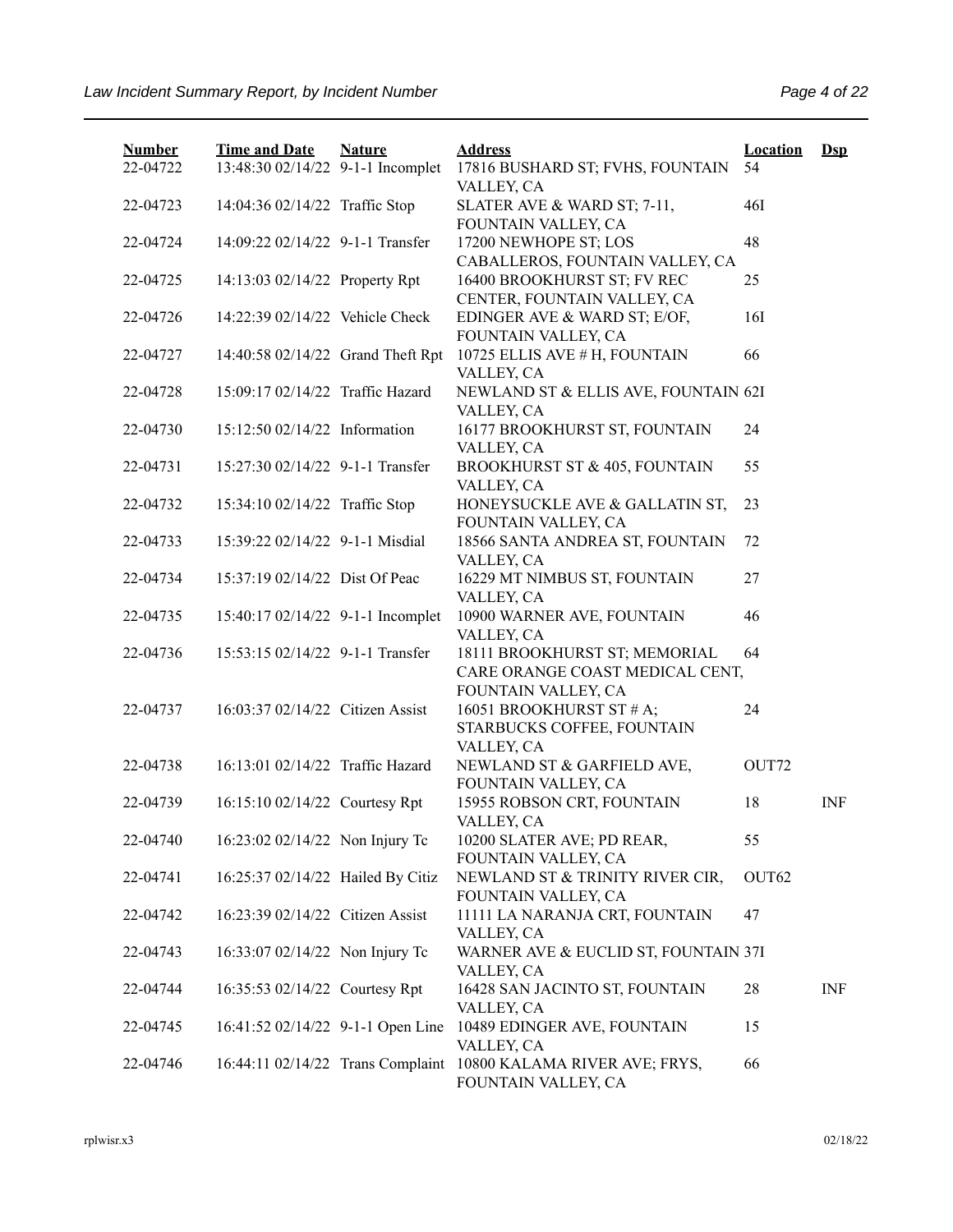| Number | Time and Date | Nature | Address | Location | Dsp |
|---|---|---|---|---|---|
| 22-04722 | 13:48:30 02/14/22 | 9-1-1 Incomplet | 17816 BUSHARD ST; FVHS, FOUNTAIN VALLEY, CA | 54 | |
| 22-04723 | 14:04:36 02/14/22 | Traffic Stop | SLATER AVE & WARD ST; 7-11, FOUNTAIN VALLEY, CA | 46I | |
| 22-04724 | 14:09:22 02/14/22 | 9-1-1 Transfer | 17200 NEWHOPE ST; LOS CABALLEROS, FOUNTAIN VALLEY, CA | 48 | |
| 22-04725 | 14:13:03 02/14/22 | Property Rpt | 16400 BROOKHURST ST; FV REC CENTER, FOUNTAIN VALLEY, CA | 25 | |
| 22-04726 | 14:22:39 02/14/22 | Vehicle Check | EDINGER AVE & WARD ST; E/OF, FOUNTAIN VALLEY, CA | 16I | |
| 22-04727 | 14:40:58 02/14/22 | Grand Theft Rpt | 10725 ELLIS AVE # H, FOUNTAIN VALLEY, CA | 66 | |
| 22-04728 | 15:09:17 02/14/22 | Traffic Hazard | NEWLAND ST & ELLIS AVE, FOUNTAIN VALLEY, CA | 62I | |
| 22-04730 | 15:12:50 02/14/22 | Information | 16177 BROOKHURST ST, FOUNTAIN VALLEY, CA | 24 | |
| 22-04731 | 15:27:30 02/14/22 | 9-1-1 Transfer | BROOKHURST ST & 405, FOUNTAIN VALLEY, CA | 55 | |
| 22-04732 | 15:34:10 02/14/22 | Traffic Stop | HONEYSUCKLE AVE & GALLATIN ST, FOUNTAIN VALLEY, CA | 23 | |
| 22-04733 | 15:39:22 02/14/22 | 9-1-1 Misdial | 18566 SANTA ANDREA ST, FOUNTAIN VALLEY, CA | 72 | |
| 22-04734 | 15:37:19 02/14/22 | Dist Of Peac | 16229 MT NIMBUS ST, FOUNTAIN VALLEY, CA | 27 | |
| 22-04735 | 15:40:17 02/14/22 | 9-1-1 Incomplet | 10900 WARNER AVE, FOUNTAIN VALLEY, CA | 46 | |
| 22-04736 | 15:53:15 02/14/22 | 9-1-1 Transfer | 18111 BROOKHURST ST; MEMORIAL CARE ORANGE COAST MEDICAL CENT, FOUNTAIN VALLEY, CA | 64 | |
| 22-04737 | 16:03:37 02/14/22 | Citizen Assist | 16051 BROOKHURST ST # A; STARBUCKS COFFEE, FOUNTAIN VALLEY, CA | 24 | |
| 22-04738 | 16:13:01 02/14/22 | Traffic Hazard | NEWLAND ST & GARFIELD AVE, FOUNTAIN VALLEY, CA | OUT72 | |
| 22-04739 | 16:15:10 02/14/22 | Courtesy Rpt | 15955 ROBSON CRT, FOUNTAIN VALLEY, CA | 18 | INF |
| 22-04740 | 16:23:02 02/14/22 | Non Injury Tc | 10200 SLATER AVE; PD REAR, FOUNTAIN VALLEY, CA | 55 | |
| 22-04741 | 16:25:37 02/14/22 | Hailed By Citiz | NEWLAND ST & TRINITY RIVER CIR, FOUNTAIN VALLEY, CA | OUT62 | |
| 22-04742 | 16:23:39 02/14/22 | Citizen Assist | 11111 LA NARANJA CRT, FOUNTAIN VALLEY, CA | 47 | |
| 22-04743 | 16:33:07 02/14/22 | Non Injury Tc | WARNER AVE & EUCLID ST, FOUNTAIN VALLEY, CA | 37I | |
| 22-04744 | 16:35:53 02/14/22 | Courtesy Rpt | 16428 SAN JACINTO ST, FOUNTAIN VALLEY, CA | 28 | INF |
| 22-04745 | 16:41:52 02/14/22 | 9-1-1 Open Line | 10489 EDINGER AVE, FOUNTAIN VALLEY, CA | 15 | |
| 22-04746 | 16:44:11 02/14/22 | Trans Complaint | 10800 KALAMA RIVER AVE; FRYS, FOUNTAIN VALLEY, CA | 66 | |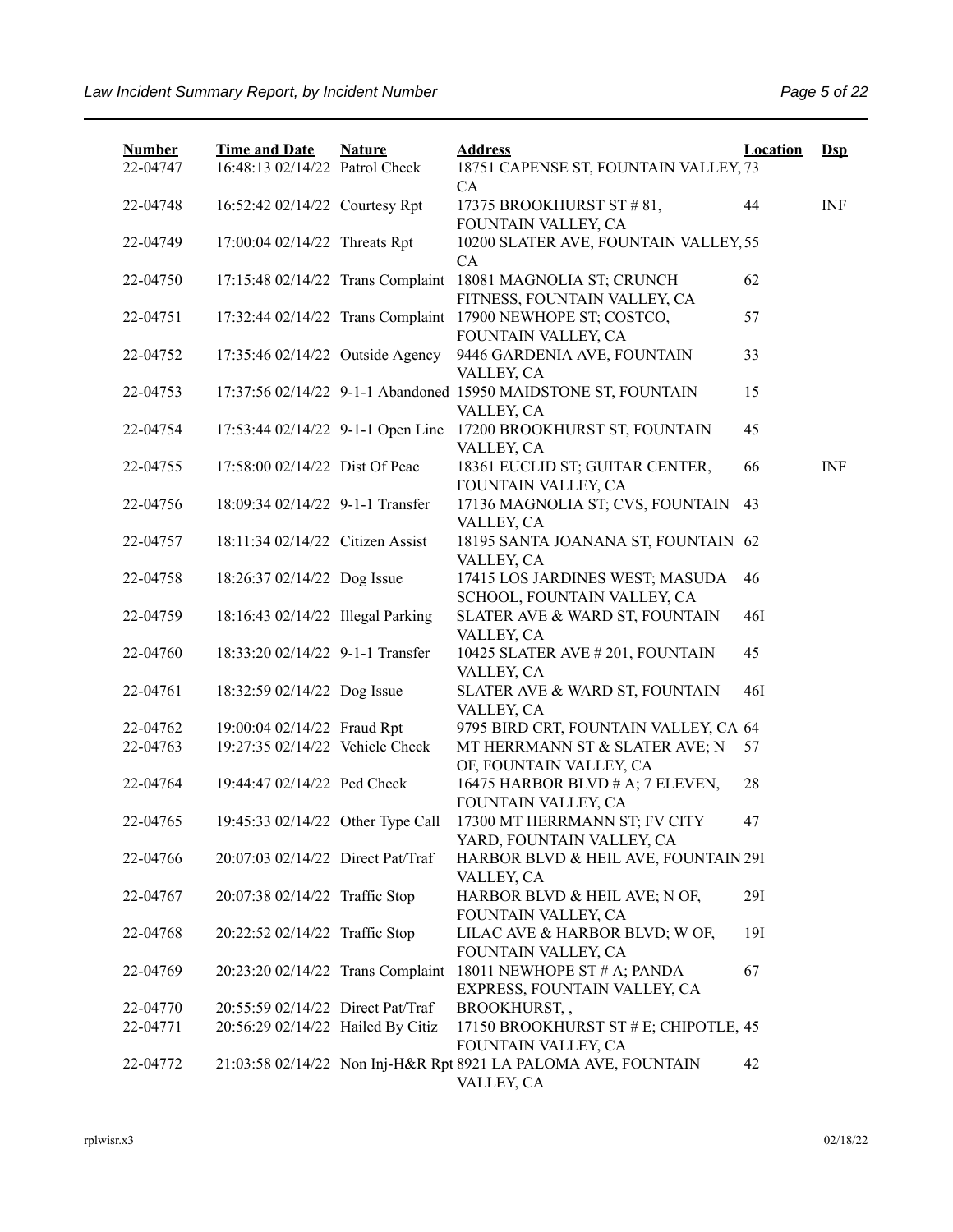| Number | Time and Date | Nature | Address | Location | Dsp |
|---|---|---|---|---|---|
| 22-04747 | 16:48:13 02/14/22 | Patrol Check | 18751 CAPENSE ST, FOUNTAIN VALLEY, CA | 73 | |
| 22-04748 | 16:52:42 02/14/22 | Courtesy Rpt | 17375 BROOKHURST ST # 81, FOUNTAIN VALLEY, CA | 44 | INF |
| 22-04749 | 17:00:04 02/14/22 | Threats Rpt | 10200 SLATER AVE, FOUNTAIN VALLEY, CA | 55 | |
| 22-04750 | 17:15:48 02/14/22 | Trans Complaint | 18081 MAGNOLIA ST; CRUNCH FITNESS, FOUNTAIN VALLEY, CA | 62 | |
| 22-04751 | 17:32:44 02/14/22 | Trans Complaint | 17900 NEWHOPE ST; COSTCO, FOUNTAIN VALLEY, CA | 57 | |
| 22-04752 | 17:35:46 02/14/22 | Outside Agency | 9446 GARDENIA AVE, FOUNTAIN VALLEY, CA | 33 | |
| 22-04753 | 17:37:56 02/14/22 | 9-1-1 Abandoned | 15950 MAIDSTONE ST, FOUNTAIN VALLEY, CA | 15 | |
| 22-04754 | 17:53:44 02/14/22 | 9-1-1 Open Line | 17200 BROOKHURST ST, FOUNTAIN VALLEY, CA | 45 | |
| 22-04755 | 17:58:00 02/14/22 | Dist Of Peac | 18361 EUCLID ST; GUITAR CENTER, FOUNTAIN VALLEY, CA | 66 | INF |
| 22-04756 | 18:09:34 02/14/22 | 9-1-1 Transfer | 17136 MAGNOLIA ST; CVS, FOUNTAIN VALLEY, CA | 43 | |
| 22-04757 | 18:11:34 02/14/22 | Citizen Assist | 18195 SANTA JOANANA ST, FOUNTAIN VALLEY, CA | 62 | |
| 22-04758 | 18:26:37 02/14/22 | Dog Issue | 17415 LOS JARDINES WEST; MASUDA SCHOOL, FOUNTAIN VALLEY, CA | 46 | |
| 22-04759 | 18:16:43 02/14/22 | Illegal Parking | SLATER AVE & WARD ST, FOUNTAIN VALLEY, CA | 46I | |
| 22-04760 | 18:33:20 02/14/22 | 9-1-1 Transfer | 10425 SLATER AVE # 201, FOUNTAIN VALLEY, CA | 45 | |
| 22-04761 | 18:32:59 02/14/22 | Dog Issue | SLATER AVE & WARD ST, FOUNTAIN VALLEY, CA | 46I | |
| 22-04762 | 19:00:04 02/14/22 | Fraud Rpt | 9795 BIRD CRT, FOUNTAIN VALLEY, CA | 64 | |
| 22-04763 | 19:27:35 02/14/22 | Vehicle Check | MT HERRMANN ST & SLATER AVE; N OF, FOUNTAIN VALLEY, CA | 57 | |
| 22-04764 | 19:44:47 02/14/22 | Ped Check | 16475 HARBOR BLVD # A; 7 ELEVEN, FOUNTAIN VALLEY, CA | 28 | |
| 22-04765 | 19:45:33 02/14/22 | Other Type Call | 17300 MT HERRMANN ST; FV CITY YARD, FOUNTAIN VALLEY, CA | 47 | |
| 22-04766 | 20:07:03 02/14/22 | Direct Pat/Traf | HARBOR BLVD & HEIL AVE, FOUNTAIN VALLEY, CA | 29I | |
| 22-04767 | 20:07:38 02/14/22 | Traffic Stop | HARBOR BLVD & HEIL AVE; N OF, FOUNTAIN VALLEY, CA | 29I | |
| 22-04768 | 20:22:52 02/14/22 | Traffic Stop | LILAC AVE & HARBOR BLVD; W OF, FOUNTAIN VALLEY, CA | 19I | |
| 22-04769 | 20:23:20 02/14/22 | Trans Complaint | 18011 NEWHOPE ST # A; PANDA EXPRESS, FOUNTAIN VALLEY, CA | 67 | |
| 22-04770 | 20:55:59 02/14/22 | Direct Pat/Traf | BROOKHURST, , | | |
| 22-04771 | 20:56:29 02/14/22 | Hailed By Citiz | 17150 BROOKHURST ST # E; CHIPOTLE, FOUNTAIN VALLEY, CA | 45 | |
| 22-04772 | 21:03:58 02/14/22 | Non Inj-H&R Rpt | 8921 LA PALOMA AVE, FOUNTAIN VALLEY, CA | 42 | |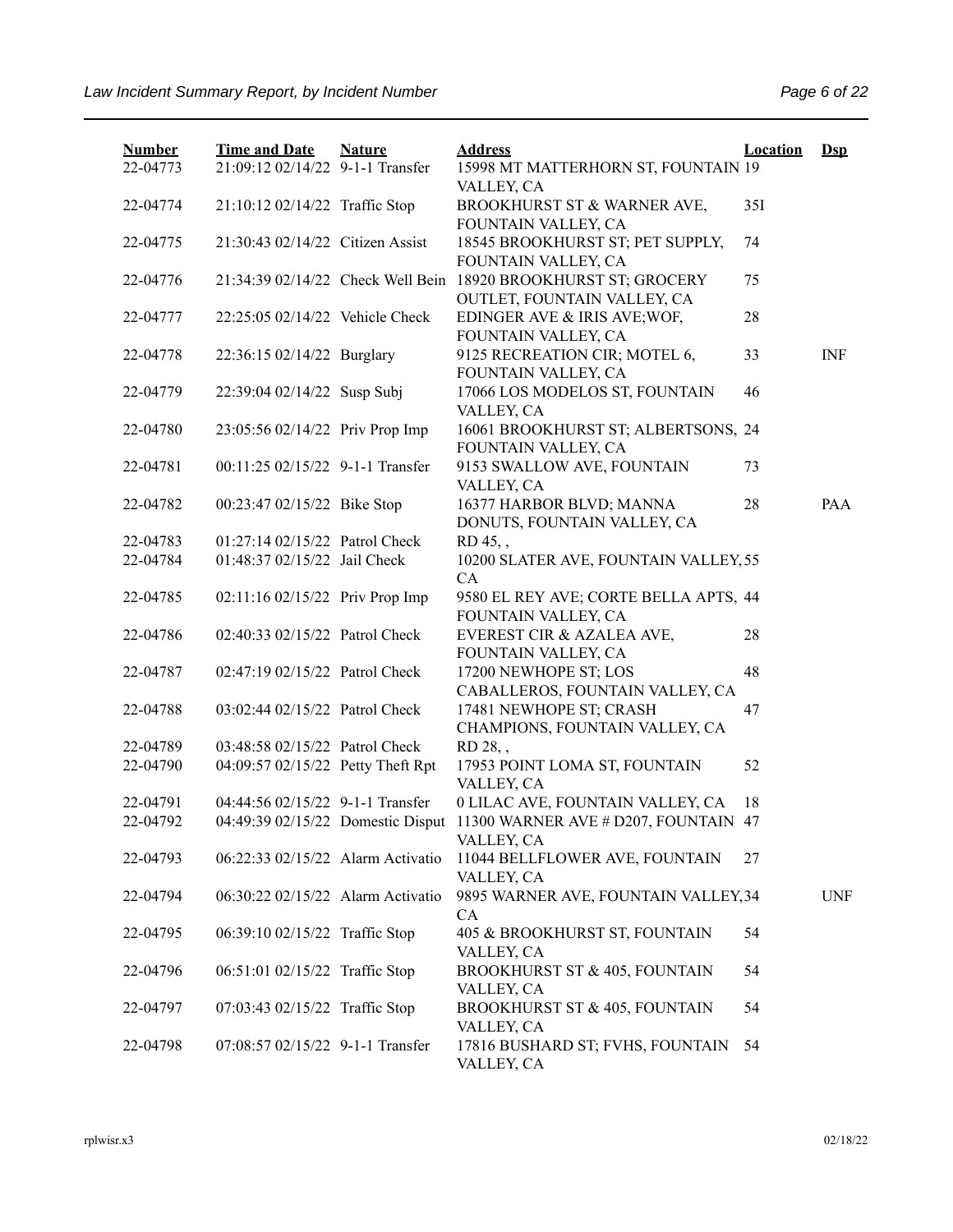| Number | Time and Date | Nature | Address | Location | Dsp |
|---|---|---|---|---|---|
| 22-04773 | 21:09:12 02/14/22 | 9-1-1 Transfer | 15998 MT MATTERHORN ST, FOUNTAIN VALLEY, CA | 19 | |
| 22-04774 | 21:10:12 02/14/22 | Traffic Stop | BROOKHURST ST & WARNER AVE, FOUNTAIN VALLEY, CA | 35I | |
| 22-04775 | 21:30:43 02/14/22 | Citizen Assist | 18545 BROOKHURST ST; PET SUPPLY, FOUNTAIN VALLEY, CA | 74 | |
| 22-04776 | 21:34:39 02/14/22 | Check Well Bein | 18920 BROOKHURST ST; GROCERY OUTLET, FOUNTAIN VALLEY, CA | 75 | |
| 22-04777 | 22:25:05 02/14/22 | Vehicle Check | EDINGER AVE & IRIS AVE;WOF, FOUNTAIN VALLEY, CA | 28 | |
| 22-04778 | 22:36:15 02/14/22 | Burglary | 9125 RECREATION CIR; MOTEL 6, FOUNTAIN VALLEY, CA | 33 | INF |
| 22-04779 | 22:39:04 02/14/22 | Susp Subj | 17066 LOS MODELOS ST, FOUNTAIN VALLEY, CA | 46 | |
| 22-04780 | 23:05:56 02/14/22 | Priv Prop Imp | 16061 BROOKHURST ST; ALBERTSONS, FOUNTAIN VALLEY, CA | 24 | |
| 22-04781 | 00:11:25 02/15/22 | 9-1-1 Transfer | 9153 SWALLOW AVE, FOUNTAIN VALLEY, CA | 73 | |
| 22-04782 | 00:23:47 02/15/22 | Bike Stop | 16377 HARBOR BLVD; MANNA DONUTS, FOUNTAIN VALLEY, CA | 28 | PAA |
| 22-04783 | 01:27:14 02/15/22 | Patrol Check | RD 45, , | | |
| 22-04784 | 01:48:37 02/15/22 | Jail Check | 10200 SLATER AVE, FOUNTAIN VALLEY, CA | 55 | |
| 22-04785 | 02:11:16 02/15/22 | Priv Prop Imp | 9580 EL REY AVE; CORTE BELLA APTS, FOUNTAIN VALLEY, CA | 44 | |
| 22-04786 | 02:40:33 02/15/22 | Patrol Check | EVEREST CIR & AZALEA AVE, FOUNTAIN VALLEY, CA | 28 | |
| 22-04787 | 02:47:19 02/15/22 | Patrol Check | 17200 NEWHOPE ST; LOS CABALLEROS, FOUNTAIN VALLEY, CA | 48 | |
| 22-04788 | 03:02:44 02/15/22 | Patrol Check | 17481 NEWHOPE ST; CRASH CHAMPIONS, FOUNTAIN VALLEY, CA | 47 | |
| 22-04789 | 03:48:58 02/15/22 | Patrol Check | RD 28, , | | |
| 22-04790 | 04:09:57 02/15/22 | Petty Theft Rpt | 17953 POINT LOMA ST, FOUNTAIN VALLEY, CA | 52 | |
| 22-04791 | 04:44:56 02/15/22 | 9-1-1 Transfer | 0 LILAC AVE, FOUNTAIN VALLEY, CA | 18 | |
| 22-04792 | 04:49:39 02/15/22 | Domestic Disput | 11300 WARNER AVE # D207, FOUNTAIN VALLEY, CA | 47 | |
| 22-04793 | 06:22:33 02/15/22 | Alarm Activatio | 11044 BELLFLOWER AVE, FOUNTAIN VALLEY, CA | 27 | |
| 22-04794 | 06:30:22 02/15/22 | Alarm Activatio | 9895 WARNER AVE, FOUNTAIN VALLEY, CA | 34 | UNF |
| 22-04795 | 06:39:10 02/15/22 | Traffic Stop | 405 & BROOKHURST ST, FOUNTAIN VALLEY, CA | 54 | |
| 22-04796 | 06:51:01 02/15/22 | Traffic Stop | BROOKHURST ST & 405, FOUNTAIN VALLEY, CA | 54 | |
| 22-04797 | 07:03:43 02/15/22 | Traffic Stop | BROOKHURST ST & 405, FOUNTAIN VALLEY, CA | 54 | |
| 22-04798 | 07:08:57 02/15/22 | 9-1-1 Transfer | 17816 BUSHARD ST; FVHS, FOUNTAIN VALLEY, CA | 54 | |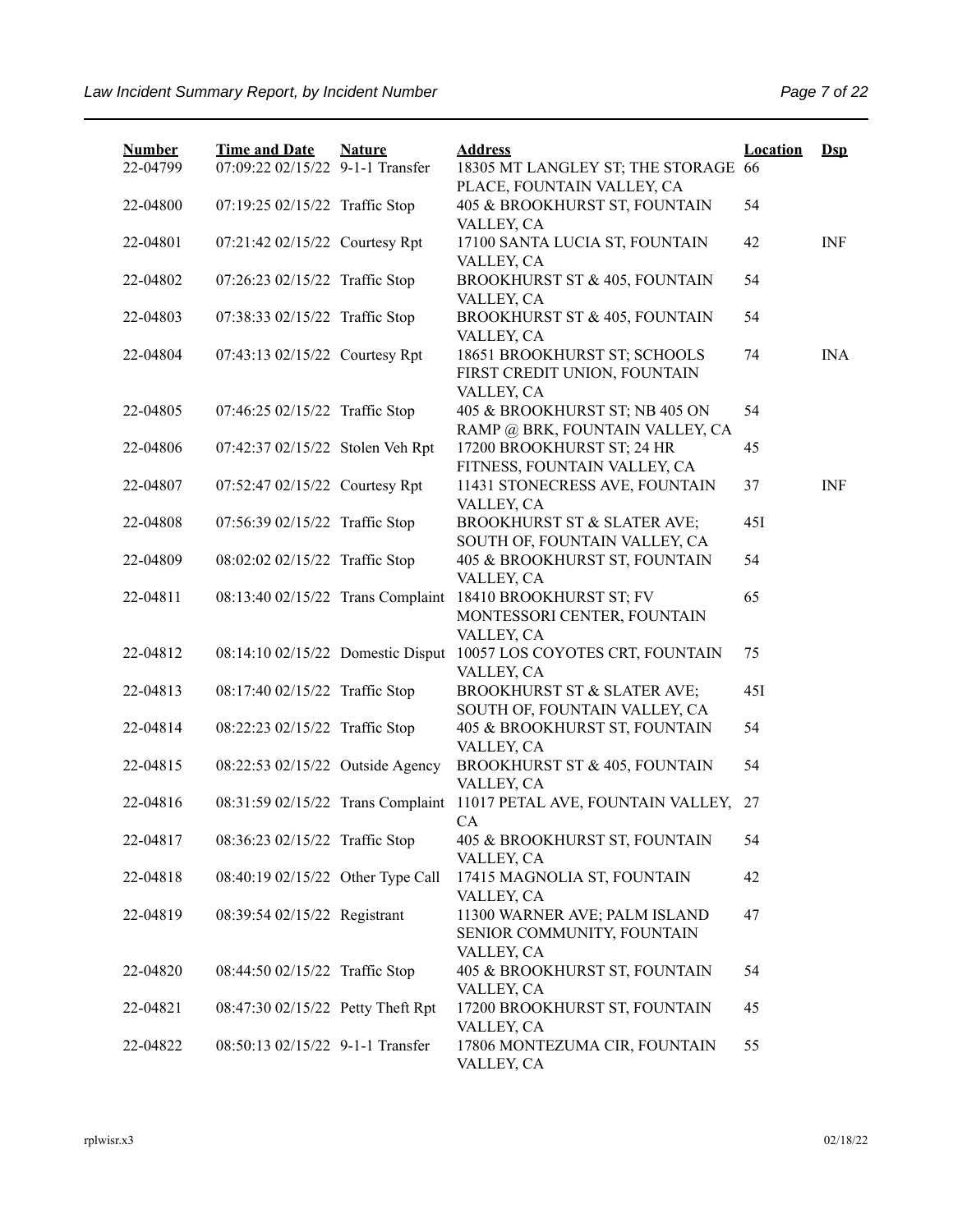| Number | Time and Date | Nature | Address | Location | Dsp |
| --- | --- | --- | --- | --- | --- |
| 22-04799 | 07:09:22 02/15/22 | 9-1-1 Transfer | 18305 MT LANGLEY ST; THE STORAGE PLACE, FOUNTAIN VALLEY, CA | 66 | |
| 22-04800 | 07:19:25 02/15/22 | Traffic Stop | 405 & BROOKHURST ST, FOUNTAIN VALLEY, CA | 54 | |
| 22-04801 | 07:21:42 02/15/22 | Courtesy Rpt | 17100 SANTA LUCIA ST, FOUNTAIN VALLEY, CA | 42 | INF |
| 22-04802 | 07:26:23 02/15/22 | Traffic Stop | BROOKHURST ST & 405, FOUNTAIN VALLEY, CA | 54 | |
| 22-04803 | 07:38:33 02/15/22 | Traffic Stop | BROOKHURST ST & 405, FOUNTAIN VALLEY, CA | 54 | |
| 22-04804 | 07:43:13 02/15/22 | Courtesy Rpt | 18651 BROOKHURST ST; SCHOOLS FIRST CREDIT UNION, FOUNTAIN VALLEY, CA | 74 | INA |
| 22-04805 | 07:46:25 02/15/22 | Traffic Stop | 405 & BROOKHURST ST; NB 405 ON RAMP @ BRK, FOUNTAIN VALLEY, CA | 54 | |
| 22-04806 | 07:42:37 02/15/22 | Stolen Veh Rpt | 17200 BROOKHURST ST; 24 HR FITNESS, FOUNTAIN VALLEY, CA | 45 | |
| 22-04807 | 07:52:47 02/15/22 | Courtesy Rpt | 11431 STONECRESS AVE, FOUNTAIN VALLEY, CA | 37 | INF |
| 22-04808 | 07:56:39 02/15/22 | Traffic Stop | BROOKHURST ST & SLATER AVE; SOUTH OF, FOUNTAIN VALLEY, CA | 45I | |
| 22-04809 | 08:02:02 02/15/22 | Traffic Stop | 405 & BROOKHURST ST, FOUNTAIN VALLEY, CA | 54 | |
| 22-04811 | 08:13:40 02/15/22 | Trans Complaint | 18410 BROOKHURST ST; FV MONTESSORI CENTER, FOUNTAIN VALLEY, CA | 65 | |
| 22-04812 | 08:14:10 02/15/22 | Domestic Disput | 10057 LOS COYOTES CRT, FOUNTAIN VALLEY, CA | 75 | |
| 22-04813 | 08:17:40 02/15/22 | Traffic Stop | BROOKHURST ST & SLATER AVE; SOUTH OF, FOUNTAIN VALLEY, CA | 45I | |
| 22-04814 | 08:22:23 02/15/22 | Traffic Stop | 405 & BROOKHURST ST, FOUNTAIN VALLEY, CA | 54 | |
| 22-04815 | 08:22:53 02/15/22 | Outside Agency | BROOKHURST ST & 405, FOUNTAIN VALLEY, CA | 54 | |
| 22-04816 | 08:31:59 02/15/22 | Trans Complaint | 11017 PETAL AVE, FOUNTAIN VALLEY, CA | 27 | |
| 22-04817 | 08:36:23 02/15/22 | Traffic Stop | 405 & BROOKHURST ST, FOUNTAIN VALLEY, CA | 54 | |
| 22-04818 | 08:40:19 02/15/22 | Other Type Call | 17415 MAGNOLIA ST, FOUNTAIN VALLEY, CA | 42 | |
| 22-04819 | 08:39:54 02/15/22 | Registrant | 11300 WARNER AVE; PALM ISLAND SENIOR COMMUNITY, FOUNTAIN VALLEY, CA | 47 | |
| 22-04820 | 08:44:50 02/15/22 | Traffic Stop | 405 & BROOKHURST ST, FOUNTAIN VALLEY, CA | 54 | |
| 22-04821 | 08:47:30 02/15/22 | Petty Theft Rpt | 17200 BROOKHURST ST, FOUNTAIN VALLEY, CA | 45 | |
| 22-04822 | 08:50:13 02/15/22 | 9-1-1 Transfer | 17806 MONTEZUMA CIR, FOUNTAIN VALLEY, CA | 55 | |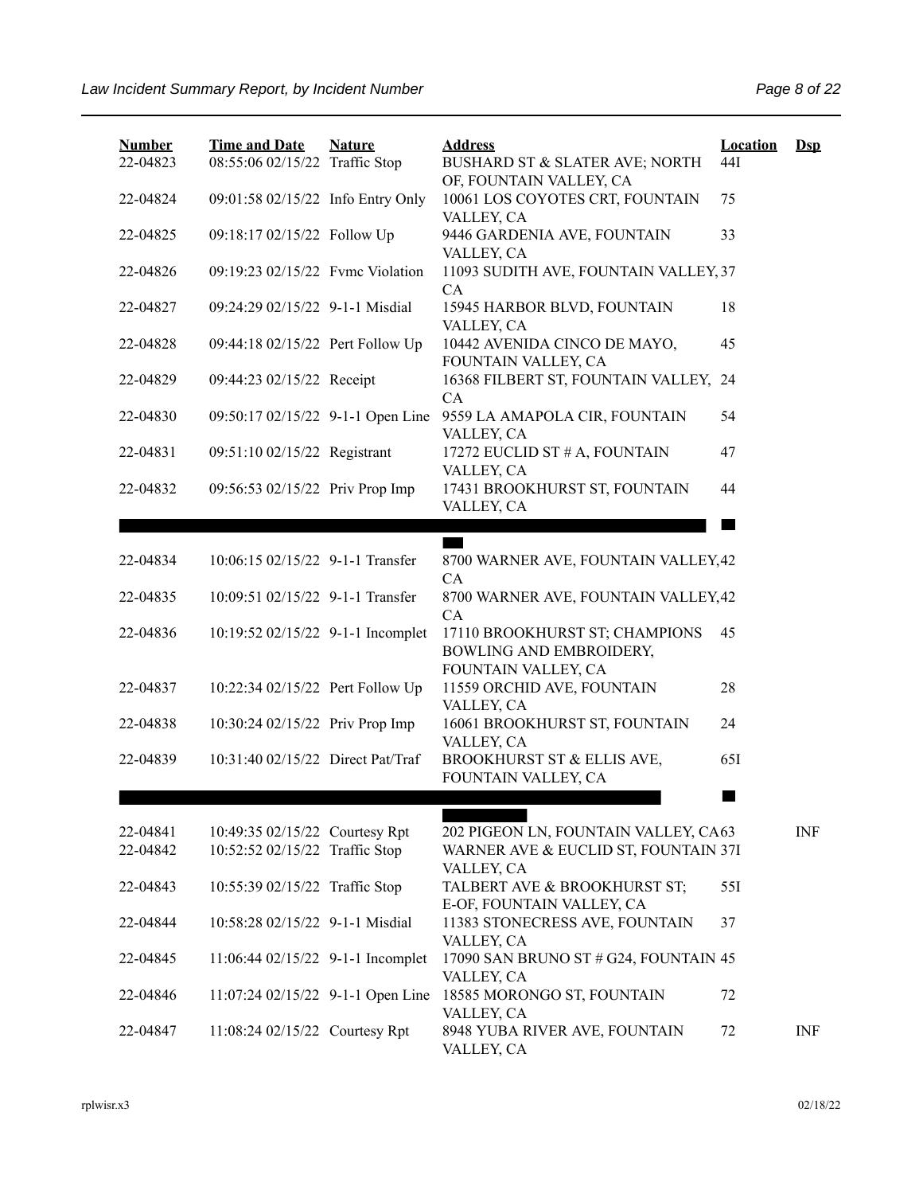| Number | Time and Date | Nature | Address | Location | Dsp |
|---|---|---|---|---|---|
| 22-04823 | 08:55:06 02/15/22 | Traffic Stop | BUSHARD ST & SLATER AVE; NORTH OF, FOUNTAIN VALLEY, CA | 44I | |
| 22-04824 | 09:01:58 02/15/22 | Info Entry Only | 10061 LOS COYOTES CRT, FOUNTAIN VALLEY, CA | 75 | |
| 22-04825 | 09:18:17 02/15/22 | Follow Up | 9446 GARDENIA AVE, FOUNTAIN VALLEY, CA | 33 | |
| 22-04826 | 09:19:23 02/15/22 | Fvmc Violation | 11093 SUDITH AVE, FOUNTAIN VALLEY, CA | 37 | |
| 22-04827 | 09:24:29 02/15/22 | 9-1-1 Misdial | 15945 HARBOR BLVD, FOUNTAIN VALLEY, CA | 18 | |
| 22-04828 | 09:44:18 02/15/22 | Pert Follow Up | 10442 AVENIDA CINCO DE MAYO, FOUNTAIN VALLEY, CA | 45 | |
| 22-04829 | 09:44:23 02/15/22 | Receipt | 16368 FILBERT ST, FOUNTAIN VALLEY, CA | 24 | |
| 22-04830 | 09:50:17 02/15/22 | 9-1-1 Open Line | 9559 LA AMAPOLA CIR, FOUNTAIN VALLEY, CA | 54 | |
| 22-04831 | 09:51:10 02/15/22 | Registrant | 17272 EUCLID ST # A, FOUNTAIN VALLEY, CA | 47 | |
| 22-04832 | 09:56:53 02/15/22 | Priv Prop Imp | 17431 BROOKHURST ST, FOUNTAIN VALLEY, CA | 44 | |
| | | | | | |
| 22-04834 | 10:06:15 02/15/22 | 9-1-1 Transfer | 8700 WARNER AVE, FOUNTAIN VALLEY, CA | 42 | |
| 22-04835 | 10:09:51 02/15/22 | 9-1-1 Transfer | 8700 WARNER AVE, FOUNTAIN VALLEY, CA | 42 | |
| 22-04836 | 10:19:52 02/15/22 | 9-1-1 Incomplet | 17110 BROOKHURST ST; CHAMPIONS BOWLING AND EMBROIDERY, FOUNTAIN VALLEY, CA | 45 | |
| 22-04837 | 10:22:34 02/15/22 | Pert Follow Up | 11559 ORCHID AVE, FOUNTAIN VALLEY, CA | 28 | |
| 22-04838 | 10:30:24 02/15/22 | Priv Prop Imp | 16061 BROOKHURST ST, FOUNTAIN VALLEY, CA | 24 | |
| 22-04839 | 10:31:40 02/15/22 | Direct Pat/Traf | BROOKHURST ST & ELLIS AVE, FOUNTAIN VALLEY, CA | 65I | |
| | | | | | |
| 22-04841 | 10:49:35 02/15/22 | Courtesy Rpt | 202 PIGEON LN, FOUNTAIN VALLEY, CA | 63 | INF |
| 22-04842 | 10:52:52 02/15/22 | Traffic Stop | WARNER AVE & EUCLID ST, FOUNTAIN VALLEY, CA | 37I | |
| 22-04843 | 10:55:39 02/15/22 | Traffic Stop | TALBERT AVE & BROOKHURST ST; E-OF, FOUNTAIN VALLEY, CA | 55I | |
| 22-04844 | 10:58:28 02/15/22 | 9-1-1 Misdial | 11383 STONECRESS AVE, FOUNTAIN VALLEY, CA | 37 | |
| 22-04845 | 11:06:44 02/15/22 | 9-1-1 Incomplet | 17090 SAN BRUNO ST # G24, FOUNTAIN VALLEY, CA | 45 | |
| 22-04846 | 11:07:24 02/15/22 | 9-1-1 Open Line | 18585 MORONGO ST, FOUNTAIN VALLEY, CA | 72 | |
| 22-04847 | 11:08:24 02/15/22 | Courtesy Rpt | 8948 YUBA RIVER AVE, FOUNTAIN VALLEY, CA | 72 | INF |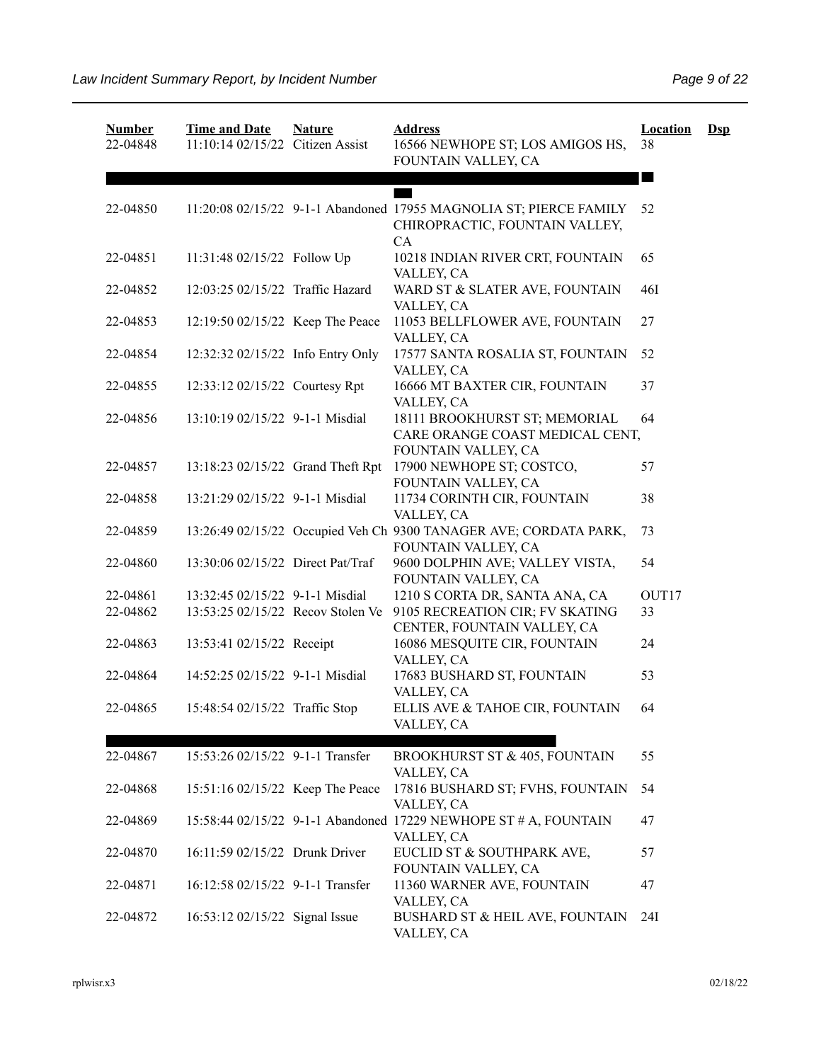| Number | Time and Date | Nature | Address | Location | Dsp |
|---|---|---|---|---|---|
| 22-04848 | 11:10:14 02/15/22 | Citizen Assist | 16566 NEWHOPE ST; LOS AMIGOS HS, FOUNTAIN VALLEY, CA | 38 | |
| 22-04850 | 11:20:08 02/15/22 | 9-1-1 Abandoned | 17955 MAGNOLIA ST; PIERCE FAMILY CHIROPRACTIC, FOUNTAIN VALLEY, CA | 52 | |
| 22-04851 | 11:31:48 02/15/22 | Follow Up | 10218 INDIAN RIVER CRT, FOUNTAIN VALLEY, CA | 65 | |
| 22-04852 | 12:03:25 02/15/22 | Traffic Hazard | WARD ST & SLATER AVE, FOUNTAIN VALLEY, CA | 46I | |
| 22-04853 | 12:19:50 02/15/22 | Keep The Peace | 11053 BELLFLOWER AVE, FOUNTAIN VALLEY, CA | 27 | |
| 22-04854 | 12:32:32 02/15/22 | Info Entry Only | 17577 SANTA ROSALIA ST, FOUNTAIN VALLEY, CA | 52 | |
| 22-04855 | 12:33:12 02/15/22 | Courtesy Rpt | 16666 MT BAXTER CIR, FOUNTAIN VALLEY, CA | 37 | |
| 22-04856 | 13:10:19 02/15/22 | 9-1-1 Misdial | 18111 BROOKHURST ST; MEMORIAL CARE ORANGE COAST MEDICAL CENT, FOUNTAIN VALLEY, CA | 64 | |
| 22-04857 | 13:18:23 02/15/22 | Grand Theft Rpt | 17900 NEWHOPE ST; COSTCO, FOUNTAIN VALLEY, CA | 57 | |
| 22-04858 | 13:21:29 02/15/22 | 9-1-1 Misdial | 11734 CORINTH CIR, FOUNTAIN VALLEY, CA | 38 | |
| 22-04859 | 13:26:49 02/15/22 | Occupied Veh Ch | 9300 TANAGER AVE; CORDATA PARK, FOUNTAIN VALLEY, CA | 73 | |
| 22-04860 | 13:30:06 02/15/22 | Direct Pat/Traf | 9600 DOLPHIN AVE; VALLEY VISTA, FOUNTAIN VALLEY, CA | 54 | |
| 22-04861 | 13:32:45 02/15/22 | 9-1-1 Misdial | 1210 S CORTA DR, SANTA ANA, CA | OUT17 | |
| 22-04862 | 13:53:25 02/15/22 | Recov Stolen Ve | 9105 RECREATION CIR; FV SKATING CENTER, FOUNTAIN VALLEY, CA | 33 | |
| 22-04863 | 13:53:41 02/15/22 | Receipt | 16086 MESQUITE CIR, FOUNTAIN VALLEY, CA | 24 | |
| 22-04864 | 14:52:25 02/15/22 | 9-1-1 Misdial | 17683 BUSHARD ST, FOUNTAIN VALLEY, CA | 53 | |
| 22-04865 | 15:48:54 02/15/22 | Traffic Stop | ELLIS AVE & TAHOE CIR, FOUNTAIN VALLEY, CA | 64 | |
| 22-04867 | 15:53:26 02/15/22 | 9-1-1 Transfer | BROOKHURST ST & 405, FOUNTAIN VALLEY, CA | 55 | |
| 22-04868 | 15:51:16 02/15/22 | Keep The Peace | 17816 BUSHARD ST; FVHS, FOUNTAIN VALLEY, CA | 54 | |
| 22-04869 | 15:58:44 02/15/22 | 9-1-1 Abandoned | 17229 NEWHOPE ST # A, FOUNTAIN VALLEY, CA | 47 | |
| 22-04870 | 16:11:59 02/15/22 | Drunk Driver | EUCLID ST & SOUTHPARK AVE, FOUNTAIN VALLEY, CA | 57 | |
| 22-04871 | 16:12:58 02/15/22 | 9-1-1 Transfer | 11360 WARNER AVE, FOUNTAIN VALLEY, CA | 47 | |
| 22-04872 | 16:53:12 02/15/22 | Signal Issue | BUSHARD ST & HEIL AVE, FOUNTAIN VALLEY, CA | 24I | |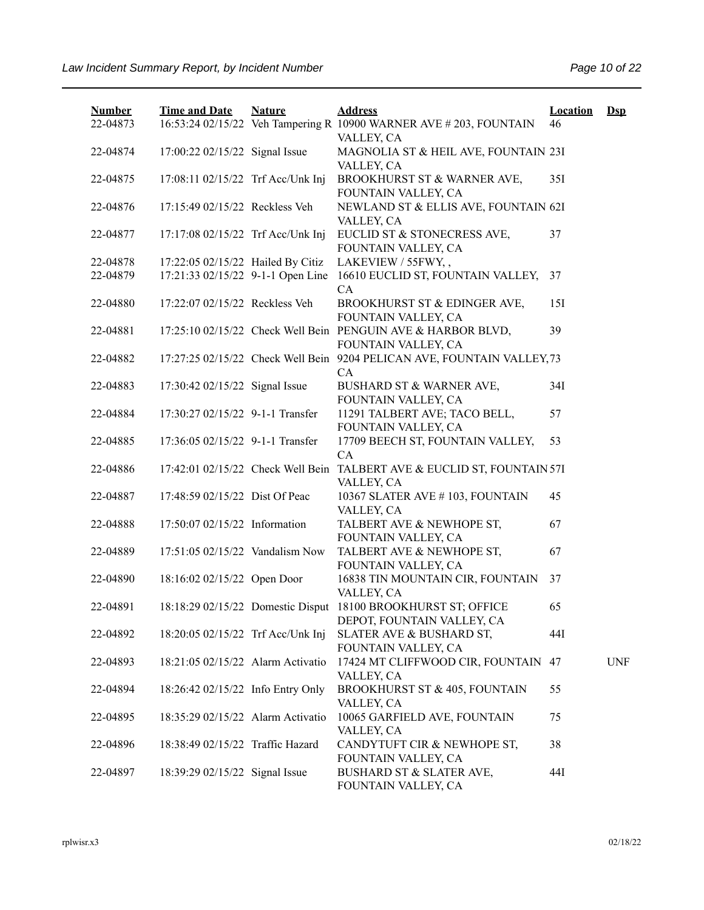| Number | Time and Date | Nature | Address | Location | Dsp |
|---|---|---|---|---|---|
| 22-04873 | 16:53:24 02/15/22 | Veh Tampering R | 10900 WARNER AVE # 203, FOUNTAIN VALLEY, CA | 46 | |
| 22-04874 | 17:00:22 02/15/22 | Signal Issue | MAGNOLIA ST & HEIL AVE, FOUNTAIN VALLEY, CA | 23I | |
| 22-04875 | 17:08:11 02/15/22 | Trf Acc/Unk Inj | BROOKHURST ST & WARNER AVE, FOUNTAIN VALLEY, CA | 35I | |
| 22-04876 | 17:15:49 02/15/22 | Reckless Veh | NEWLAND ST & ELLIS AVE, FOUNTAIN VALLEY, CA | 62I | |
| 22-04877 | 17:17:08 02/15/22 | Trf Acc/Unk Inj | EUCLID ST & STONECRESS AVE, FOUNTAIN VALLEY, CA | 37 | |
| 22-04878 | 17:22:05 02/15/22 | Hailed By Citiz | LAKEVIEW / 55FWY, , | | |
| 22-04879 | 17:21:33 02/15/22 | 9-1-1 Open Line | 16610 EUCLID ST, FOUNTAIN VALLEY, CA | 37 | |
| 22-04880 | 17:22:07 02/15/22 | Reckless Veh | BROOKHURST ST & EDINGER AVE, FOUNTAIN VALLEY, CA | 15I | |
| 22-04881 | 17:25:10 02/15/22 | Check Well Bein | PENGUIN AVE & HARBOR BLVD, FOUNTAIN VALLEY, CA | 39 | |
| 22-04882 | 17:27:25 02/15/22 | Check Well Bein | 9204 PELICAN AVE, FOUNTAIN VALLEY, CA | 73 | |
| 22-04883 | 17:30:42 02/15/22 | Signal Issue | BUSHARD ST & WARNER AVE, FOUNTAIN VALLEY, CA | 34I | |
| 22-04884 | 17:30:27 02/15/22 | 9-1-1 Transfer | 11291 TALBERT AVE; TACO BELL, FOUNTAIN VALLEY, CA | 57 | |
| 22-04885 | 17:36:05 02/15/22 | 9-1-1 Transfer | 17709 BEECH ST, FOUNTAIN VALLEY, CA | 53 | |
| 22-04886 | 17:42:01 02/15/22 | Check Well Bein | TALBERT AVE & EUCLID ST, FOUNTAIN VALLEY, CA | 57I | |
| 22-04887 | 17:48:59 02/15/22 | Dist Of Peac | 10367 SLATER AVE # 103, FOUNTAIN VALLEY, CA | 45 | |
| 22-04888 | 17:50:07 02/15/22 | Information | TALBERT AVE & NEWHOPE ST, FOUNTAIN VALLEY, CA | 67 | |
| 22-04889 | 17:51:05 02/15/22 | Vandalism Now | TALBERT AVE & NEWHOPE ST, FOUNTAIN VALLEY, CA | 67 | |
| 22-04890 | 18:16:02 02/15/22 | Open Door | 16838 TIN MOUNTAIN CIR, FOUNTAIN VALLEY, CA | 37 | |
| 22-04891 | 18:18:29 02/15/22 | Domestic Disput | 18100 BROOKHURST ST; OFFICE DEPOT, FOUNTAIN VALLEY, CA | 65 | |
| 22-04892 | 18:20:05 02/15/22 | Trf Acc/Unk Inj | SLATER AVE & BUSHARD ST, FOUNTAIN VALLEY, CA | 44I | |
| 22-04893 | 18:21:05 02/15/22 | Alarm Activatio | 17424 MT CLIFFWOOD CIR, FOUNTAIN VALLEY, CA | 47 | UNF |
| 22-04894 | 18:26:42 02/15/22 | Info Entry Only | BROOKHURST ST & 405, FOUNTAIN VALLEY, CA | 55 | |
| 22-04895 | 18:35:29 02/15/22 | Alarm Activatio | 10065 GARFIELD AVE, FOUNTAIN VALLEY, CA | 75 | |
| 22-04896 | 18:38:49 02/15/22 | Traffic Hazard | CANDYTUFT CIR & NEWHOPE ST, FOUNTAIN VALLEY, CA | 38 | |
| 22-04897 | 18:39:29 02/15/22 | Signal Issue | BUSHARD ST & SLATER AVE, FOUNTAIN VALLEY, CA | 44I | |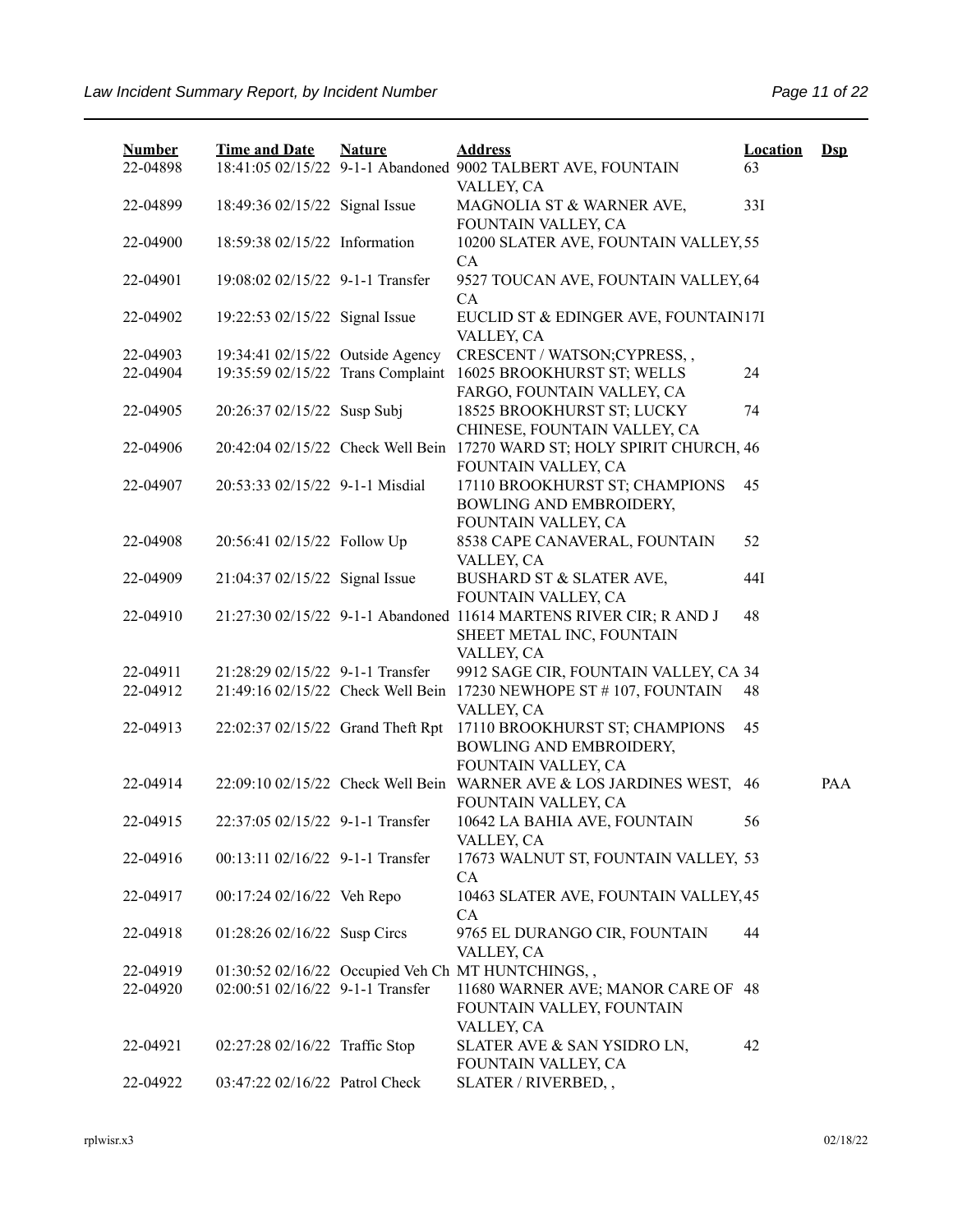| Number | Time and Date | Nature | Address | Location | Dsp |
|---|---|---|---|---|---|
| 22-04898 | 18:41:05 02/15/22 | 9-1-1 Abandoned | 9002 TALBERT AVE, FOUNTAIN VALLEY, CA | 63 | |
| 22-04899 | 18:49:36 02/15/22 | Signal Issue | MAGNOLIA ST & WARNER AVE, FOUNTAIN VALLEY, CA | 33I | |
| 22-04900 | 18:59:38 02/15/22 | Information | 10200 SLATER AVE, FOUNTAIN VALLEY, CA | 55 | |
| 22-04901 | 19:08:02 02/15/22 | 9-1-1 Transfer | 9527 TOUCAN AVE, FOUNTAIN VALLEY, CA | 64 | |
| 22-04902 | 19:22:53 02/15/22 | Signal Issue | EUCLID ST & EDINGER AVE, FOUNTAIN VALLEY, CA | 17I | |
| 22-04903 | 19:34:41 02/15/22 | Outside Agency | CRESCENT / WATSON;CYPRESS, , | | |
| 22-04904 | 19:35:59 02/15/22 | Trans Complaint | 16025 BROOKHURST ST; WELLS FARGO, FOUNTAIN VALLEY, CA | 24 | |
| 22-04905 | 20:26:37 02/15/22 | Susp Subj | 18525 BROOKHURST ST; LUCKY CHINESE, FOUNTAIN VALLEY, CA | 74 | |
| 22-04906 | 20:42:04 02/15/22 | Check Well Bein | 17270 WARD ST; HOLY SPIRIT CHURCH, FOUNTAIN VALLEY, CA | 46 | |
| 22-04907 | 20:53:33 02/15/22 | 9-1-1 Misdial | 17110 BROOKHURST ST; CHAMPIONS BOWLING AND EMBROIDERY, FOUNTAIN VALLEY, CA | 45 | |
| 22-04908 | 20:56:41 02/15/22 | Follow Up | 8538 CAPE CANAVERAL, FOUNTAIN VALLEY, CA | 52 | |
| 22-04909 | 21:04:37 02/15/22 | Signal Issue | BUSHARD ST & SLATER AVE, FOUNTAIN VALLEY, CA | 44I | |
| 22-04910 | 21:27:30 02/15/22 | 9-1-1 Abandoned | 11614 MARTENS RIVER CIR; R AND J SHEET METAL INC, FOUNTAIN VALLEY, CA | 48 | |
| 22-04911 | 21:28:29 02/15/22 | 9-1-1 Transfer | 9912 SAGE CIR, FOUNTAIN VALLEY, CA | 34 | |
| 22-04912 | 21:49:16 02/15/22 | Check Well Bein | 17230 NEWHOPE ST # 107, FOUNTAIN VALLEY, CA | 48 | |
| 22-04913 | 22:02:37 02/15/22 | Grand Theft Rpt | 17110 BROOKHURST ST; CHAMPIONS BOWLING AND EMBROIDERY, FOUNTAIN VALLEY, CA | 45 | |
| 22-04914 | 22:09:10 02/15/22 | Check Well Bein | WARNER AVE & LOS JARDINES WEST, FOUNTAIN VALLEY, CA | 46 | PAA |
| 22-04915 | 22:37:05 02/15/22 | 9-1-1 Transfer | 10642 LA BAHIA AVE, FOUNTAIN VALLEY, CA | 56 | |
| 22-04916 | 00:13:11 02/16/22 | 9-1-1 Transfer | 17673 WALNUT ST, FOUNTAIN VALLEY, CA | 53 | |
| 22-04917 | 00:17:24 02/16/22 | Veh Repo | 10463 SLATER AVE, FOUNTAIN VALLEY, CA | 45 | |
| 22-04918 | 01:28:26 02/16/22 | Susp Circs | 9765 EL DURANGO CIR, FOUNTAIN VALLEY, CA | 44 | |
| 22-04919 | 01:30:52 02/16/22 | Occupied Veh Ch | MT HUNTCHINGS, , | | |
| 22-04920 | 02:00:51 02/16/22 | 9-1-1 Transfer | 11680 WARNER AVE; MANOR CARE OF FOUNTAIN VALLEY, FOUNTAIN VALLEY, CA | 48 | |
| 22-04921 | 02:27:28 02/16/22 | Traffic Stop | SLATER AVE & SAN YSIDRO LN, FOUNTAIN VALLEY, CA | 42 | |
| 22-04922 | 03:47:22 02/16/22 | Patrol Check | SLATER / RIVERBED, , | | |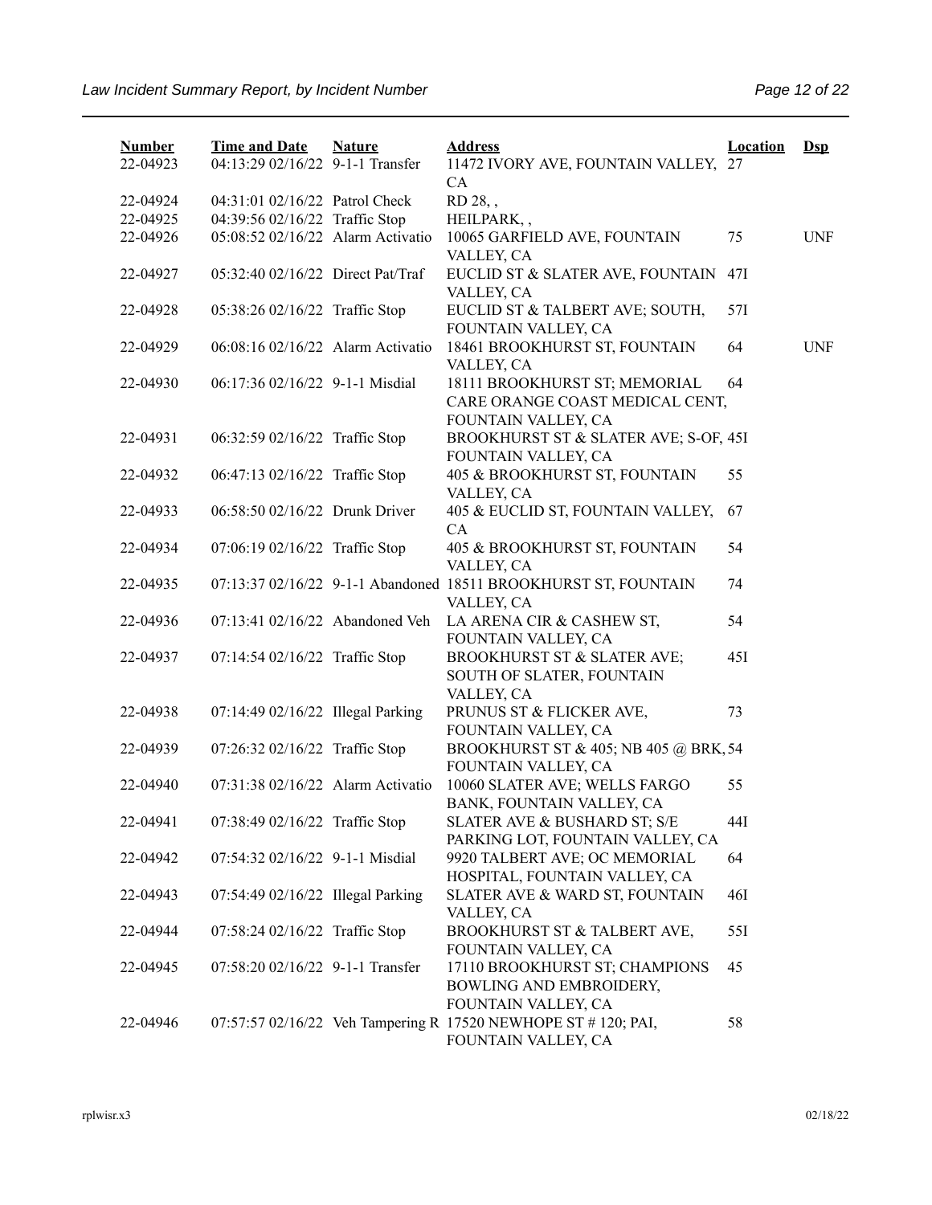| Number | Time and Date | Nature | Address | Location | Dsp |
| --- | --- | --- | --- | --- | --- |
| 22-04923 | 04:13:29 02/16/22 | 9-1-1 Transfer | 11472 IVORY AVE, FOUNTAIN VALLEY, CA | 27 | |
| 22-04924 | 04:31:01 02/16/22 | Patrol Check | RD 28, , | | |
| 22-04925 | 04:39:56 02/16/22 | Traffic Stop | HEILPARK, , | | |
| 22-04926 | 05:08:52 02/16/22 | Alarm Activatio | 10065 GARFIELD AVE, FOUNTAIN VALLEY, CA | 75 | UNF |
| 22-04927 | 05:32:40 02/16/22 | Direct Pat/Traf | EUCLID ST & SLATER AVE, FOUNTAIN VALLEY, CA | 47I | |
| 22-04928 | 05:38:26 02/16/22 | Traffic Stop | EUCLID ST & TALBERT AVE; SOUTH, FOUNTAIN VALLEY, CA | 57I | |
| 22-04929 | 06:08:16 02/16/22 | Alarm Activatio | 18461 BROOKHURST ST, FOUNTAIN VALLEY, CA | 64 | UNF |
| 22-04930 | 06:17:36 02/16/22 | 9-1-1 Misdial | 18111 BROOKHURST ST; MEMORIAL CARE ORANGE COAST MEDICAL CENT, FOUNTAIN VALLEY, CA | 64 | |
| 22-04931 | 06:32:59 02/16/22 | Traffic Stop | BROOKHURST ST & SLATER AVE; S-OF, FOUNTAIN VALLEY, CA | 45I | |
| 22-04932 | 06:47:13 02/16/22 | Traffic Stop | 405 & BROOKHURST ST, FOUNTAIN VALLEY, CA | 55 | |
| 22-04933 | 06:58:50 02/16/22 | Drunk Driver | 405 & EUCLID ST, FOUNTAIN VALLEY, CA | 67 | |
| 22-04934 | 07:06:19 02/16/22 | Traffic Stop | 405 & BROOKHURST ST, FOUNTAIN VALLEY, CA | 54 | |
| 22-04935 | 07:13:37 02/16/22 | 9-1-1 Abandoned | 18511 BROOKHURST ST, FOUNTAIN VALLEY, CA | 74 | |
| 22-04936 | 07:13:41 02/16/22 | Abandoned Veh | LA ARENA CIR & CASHEW ST, FOUNTAIN VALLEY, CA | 54 | |
| 22-04937 | 07:14:54 02/16/22 | Traffic Stop | BROOKHURST ST & SLATER AVE; SOUTH OF SLATER, FOUNTAIN VALLEY, CA | 45I | |
| 22-04938 | 07:14:49 02/16/22 | Illegal Parking | PRUNUS ST & FLICKER AVE, FOUNTAIN VALLEY, CA | 73 | |
| 22-04939 | 07:26:32 02/16/22 | Traffic Stop | BROOKHURST ST & 405; NB 405 @ BRK, FOUNTAIN VALLEY, CA | 54 | |
| 22-04940 | 07:31:38 02/16/22 | Alarm Activatio | 10060 SLATER AVE; WELLS FARGO BANK, FOUNTAIN VALLEY, CA | 55 | |
| 22-04941 | 07:38:49 02/16/22 | Traffic Stop | SLATER AVE & BUSHARD ST; S/E PARKING LOT, FOUNTAIN VALLEY, CA | 44I | |
| 22-04942 | 07:54:32 02/16/22 | 9-1-1 Misdial | 9920 TALBERT AVE; OC MEMORIAL HOSPITAL, FOUNTAIN VALLEY, CA | 64 | |
| 22-04943 | 07:54:49 02/16/22 | Illegal Parking | SLATER AVE & WARD ST, FOUNTAIN VALLEY, CA | 46I | |
| 22-04944 | 07:58:24 02/16/22 | Traffic Stop | BROOKHURST ST & TALBERT AVE, FOUNTAIN VALLEY, CA | 55I | |
| 22-04945 | 07:58:20 02/16/22 | 9-1-1 Transfer | 17110 BROOKHURST ST; CHAMPIONS BOWLING AND EMBROIDERY, FOUNTAIN VALLEY, CA | 45 | |
| 22-04946 | 07:57:57 02/16/22 | Veh Tampering R | 17520 NEWHOPE ST # 120; PAI, FOUNTAIN VALLEY, CA | 58 | |

rplwisr.x3 02/18/22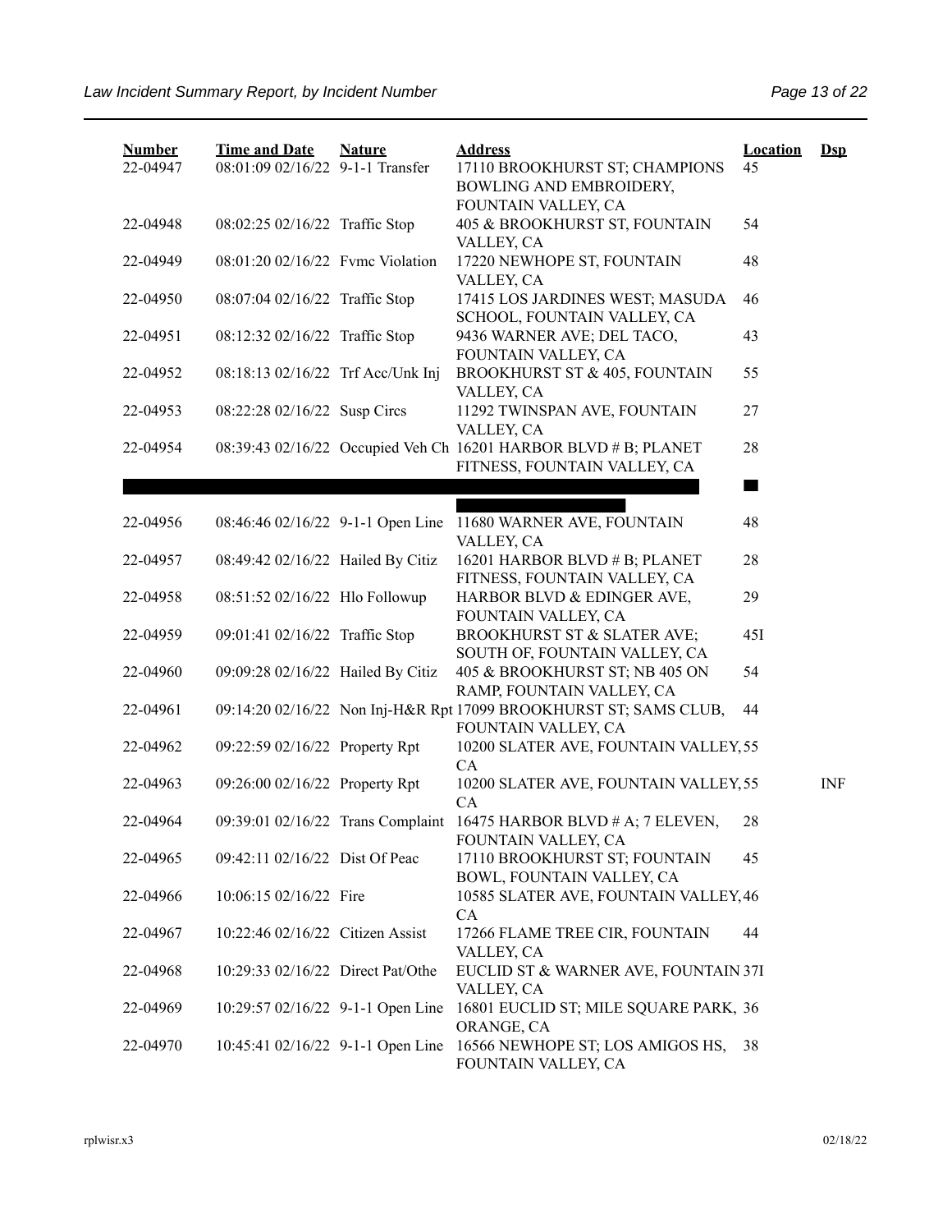| Number | Time and Date | Nature | Address | Location | Dsp |
|---|---|---|---|---|---|
| 22-04947 | 08:01:09 02/16/22 | 9-1-1 Transfer | 17110 BROOKHURST ST; CHAMPIONS BOWLING AND EMBROIDERY, FOUNTAIN VALLEY, CA | 45 | |
| 22-04948 | 08:02:25 02/16/22 | Traffic Stop | 405 & BROOKHURST ST, FOUNTAIN VALLEY, CA | 54 | |
| 22-04949 | 08:01:20 02/16/22 | Fvmc Violation | 17220 NEWHOPE ST, FOUNTAIN VALLEY, CA | 48 | |
| 22-04950 | 08:07:04 02/16/22 | Traffic Stop | 17415 LOS JARDINES WEST; MASUDA SCHOOL, FOUNTAIN VALLEY, CA | 46 | |
| 22-04951 | 08:12:32 02/16/22 | Traffic Stop | 9436 WARNER AVE; DEL TACO, FOUNTAIN VALLEY, CA | 43 | |
| 22-04952 | 08:18:13 02/16/22 | Trf Acc/Unk Inj | BROOKHURST ST & 405, FOUNTAIN VALLEY, CA | 55 | |
| 22-04953 | 08:22:28 02/16/22 | Susp Circs | 11292 TWINSPAN AVE, FOUNTAIN VALLEY, CA | 27 | |
| 22-04954 | 08:39:43 02/16/22 | Occupied Veh Ch | 16201 HARBOR BLVD # B; PLANET FITNESS, FOUNTAIN VALLEY, CA | 28 | |
| | | | | | |
| 22-04956 | 08:46:46 02/16/22 | 9-1-1 Open Line | 11680 WARNER AVE, FOUNTAIN VALLEY, CA | 48 | |
| 22-04957 | 08:49:42 02/16/22 | Hailed By Citiz | 16201 HARBOR BLVD # B; PLANET FITNESS, FOUNTAIN VALLEY, CA | 28 | |
| 22-04958 | 08:51:52 02/16/22 | Hlo Followup | HARBOR BLVD & EDINGER AVE, FOUNTAIN VALLEY, CA | 29 | |
| 22-04959 | 09:01:41 02/16/22 | Traffic Stop | BROOKHURST ST & SLATER AVE; SOUTH OF, FOUNTAIN VALLEY, CA | 45I | |
| 22-04960 | 09:09:28 02/16/22 | Hailed By Citiz | 405 & BROOKHURST ST; NB 405 ON RAMP, FOUNTAIN VALLEY, CA | 54 | |
| 22-04961 | 09:14:20 02/16/22 | Non Inj-H&R Rpt | 17099 BROOKHURST ST; SAMS CLUB, FOUNTAIN VALLEY, CA | 44 | |
| 22-04962 | 09:22:59 02/16/22 | Property Rpt | 10200 SLATER AVE, FOUNTAIN VALLEY, CA | 55 | |
| 22-04963 | 09:26:00 02/16/22 | Property Rpt | 10200 SLATER AVE, FOUNTAIN VALLEY, CA | 55 | INF |
| 22-04964 | 09:39:01 02/16/22 | Trans Complaint | 16475 HARBOR BLVD # A; 7 ELEVEN, FOUNTAIN VALLEY, CA | 28 | |
| 22-04965 | 09:42:11 02/16/22 | Dist Of Peac | 17110 BROOKHURST ST; FOUNTAIN BOWL, FOUNTAIN VALLEY, CA | 45 | |
| 22-04966 | 10:06:15 02/16/22 | Fire | 10585 SLATER AVE, FOUNTAIN VALLEY, CA | 46 | |
| 22-04967 | 10:22:46 02/16/22 | Citizen Assist | 17266 FLAME TREE CIR, FOUNTAIN VALLEY, CA | 44 | |
| 22-04968 | 10:29:33 02/16/22 | Direct Pat/Othe | EUCLID ST & WARNER AVE, FOUNTAIN VALLEY, CA | 37I | |
| 22-04969 | 10:29:57 02/16/22 | 9-1-1 Open Line | 16801 EUCLID ST; MILE SQUARE PARK, ORANGE, CA | 36 | |
| 22-04970 | 10:45:41 02/16/22 | 9-1-1 Open Line | 16566 NEWHOPE ST; LOS AMIGOS HS, FOUNTAIN VALLEY, CA | 38 | |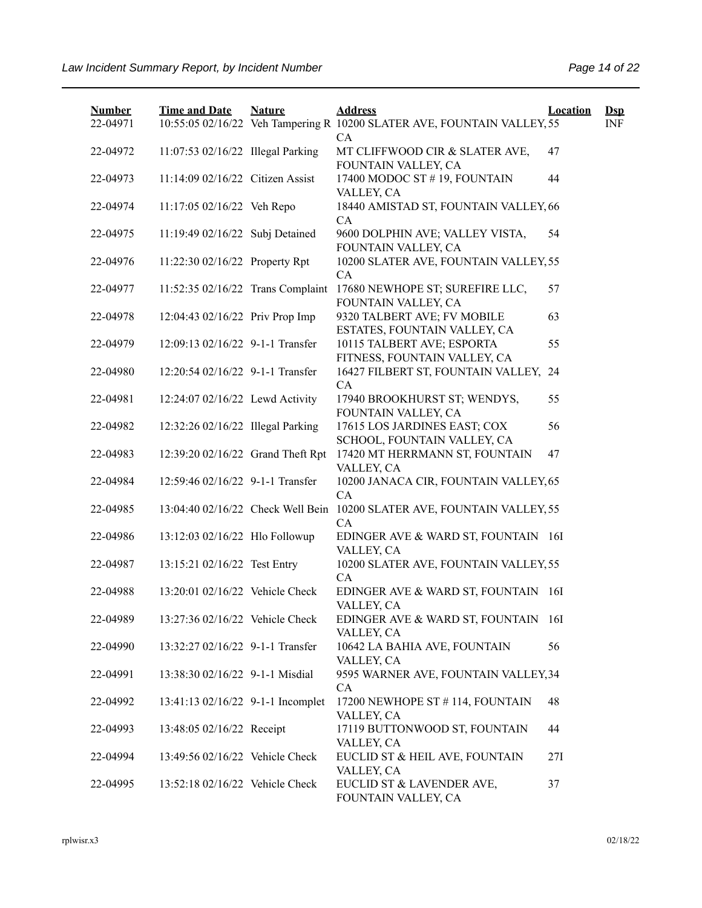| Number | Time and Date | Nature | Address | Location | Dsp |
|---|---|---|---|---|---|
| 22-04971 | 10:55:05 02/16/22 | Veh Tampering R | 10200 SLATER AVE, FOUNTAIN VALLEY, CA | 55 | INF |
| 22-04972 | 11:07:53 02/16/22 | Illegal Parking | MT CLIFFWOOD CIR & SLATER AVE, FOUNTAIN VALLEY, CA | 47 | |
| 22-04973 | 11:14:09 02/16/22 | Citizen Assist | 17400 MODOC ST # 19, FOUNTAIN VALLEY, CA | 44 | |
| 22-04974 | 11:17:05 02/16/22 | Veh Repo | 18440 AMISTAD ST, FOUNTAIN VALLEY, CA | 66 | |
| 22-04975 | 11:19:49 02/16/22 | Subj Detained | 9600 DOLPHIN AVE; VALLEY VISTA, FOUNTAIN VALLEY, CA | 54 | |
| 22-04976 | 11:22:30 02/16/22 | Property Rpt | 10200 SLATER AVE, FOUNTAIN VALLEY, CA | 55 | |
| 22-04977 | 11:52:35 02/16/22 | Trans Complaint | 17680 NEWHOPE ST; SUREFIRE LLC, FOUNTAIN VALLEY, CA | 57 | |
| 22-04978 | 12:04:43 02/16/22 | Priv Prop Imp | 9320 TALBERT AVE; FV MOBILE ESTATES, FOUNTAIN VALLEY, CA | 63 | |
| 22-04979 | 12:09:13 02/16/22 | 9-1-1 Transfer | 10115 TALBERT AVE; ESPORTA FITNESS, FOUNTAIN VALLEY, CA | 55 | |
| 22-04980 | 12:20:54 02/16/22 | 9-1-1 Transfer | 16427 FILBERT ST, FOUNTAIN VALLEY, CA | 24 | |
| 22-04981 | 12:24:07 02/16/22 | Lewd Activity | 17940 BROOKHURST ST; WENDYS, FOUNTAIN VALLEY, CA | 55 | |
| 22-04982 | 12:32:26 02/16/22 | Illegal Parking | 17615 LOS JARDINES EAST; COX SCHOOL, FOUNTAIN VALLEY, CA | 56 | |
| 22-04983 | 12:39:20 02/16/22 | Grand Theft Rpt | 17420 MT HERRMANN ST, FOUNTAIN VALLEY, CA | 47 | |
| 22-04984 | 12:59:46 02/16/22 | 9-1-1 Transfer | 10200 JANACA CIR, FOUNTAIN VALLEY, CA | 65 | |
| 22-04985 | 13:04:40 02/16/22 | Check Well Bein | 10200 SLATER AVE, FOUNTAIN VALLEY, CA | 55 | |
| 22-04986 | 13:12:03 02/16/22 | Hlo Followup | EDINGER AVE & WARD ST, FOUNTAIN VALLEY, CA | 16I | |
| 22-04987 | 13:15:21 02/16/22 | Test Entry | 10200 SLATER AVE, FOUNTAIN VALLEY, CA | 55 | |
| 22-04988 | 13:20:01 02/16/22 | Vehicle Check | EDINGER AVE & WARD ST, FOUNTAIN VALLEY, CA | 16I | |
| 22-04989 | 13:27:36 02/16/22 | Vehicle Check | EDINGER AVE & WARD ST, FOUNTAIN VALLEY, CA | 16I | |
| 22-04990 | 13:32:27 02/16/22 | 9-1-1 Transfer | 10642 LA BAHIA AVE, FOUNTAIN VALLEY, CA | 56 | |
| 22-04991 | 13:38:30 02/16/22 | 9-1-1 Misdial | 9595 WARNER AVE, FOUNTAIN VALLEY, CA | 34 | |
| 22-04992 | 13:41:13 02/16/22 | 9-1-1 Incomplet | 17200 NEWHOPE ST # 114, FOUNTAIN VALLEY, CA | 48 | |
| 22-04993 | 13:48:05 02/16/22 | Receipt | 17119 BUTTONWOOD ST, FOUNTAIN VALLEY, CA | 44 | |
| 22-04994 | 13:49:56 02/16/22 | Vehicle Check | EUCLID ST & HEIL AVE, FOUNTAIN VALLEY, CA | 27I | |
| 22-04995 | 13:52:18 02/16/22 | Vehicle Check | EUCLID ST & LAVENDER AVE, FOUNTAIN VALLEY, CA | 37 | |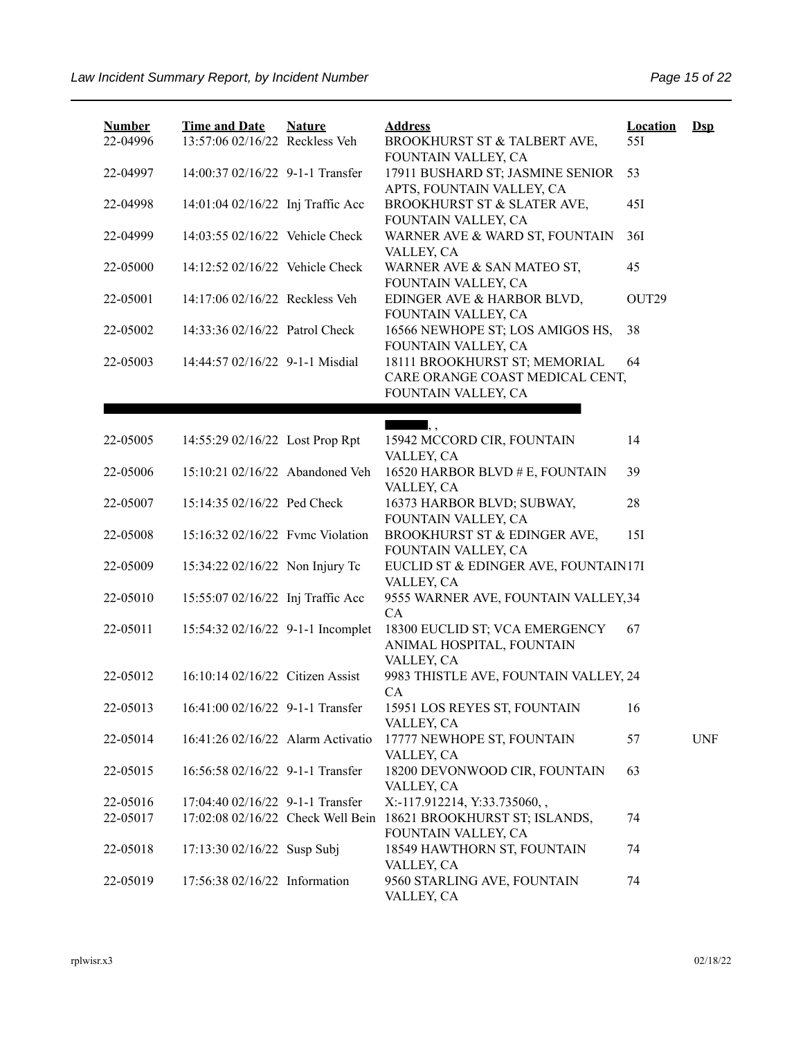| Number | Time and Date | Nature | Address | Location | Dsp |
|---|---|---|---|---|---|
| 22-04996 | 13:57:06 02/16/22 | Reckless Veh | BROOKHURST ST & TALBERT AVE, FOUNTAIN VALLEY, CA | 55I | |
| 22-04997 | 14:00:37 02/16/22 | 9-1-1 Transfer | 17911 BUSHARD ST; JASMINE SENIOR APTS, FOUNTAIN VALLEY, CA | 53 | |
| 22-04998 | 14:01:04 02/16/22 | Inj Traffic Acc | BROOKHURST ST & SLATER AVE, FOUNTAIN VALLEY, CA | 45I | |
| 22-04999 | 14:03:55 02/16/22 | Vehicle Check | WARNER AVE & WARD ST, FOUNTAIN VALLEY, CA | 36I | |
| 22-05000 | 14:12:52 02/16/22 | Vehicle Check | WARNER AVE & SAN MATEO ST, FOUNTAIN VALLEY, CA | 45 | |
| 22-05001 | 14:17:06 02/16/22 | Reckless Veh | EDINGER AVE & HARBOR BLVD, FOUNTAIN VALLEY, CA | OUT29 | |
| 22-05002 | 14:33:36 02/16/22 | Patrol Check | 16566 NEWHOPE ST; LOS AMIGOS HS, FOUNTAIN VALLEY, CA | 38 | |
| 22-05003 | 14:44:57 02/16/22 | 9-1-1 Misdial | 18111 BROOKHURST ST; MEMORIAL CARE ORANGE COAST MEDICAL CENT, FOUNTAIN VALLEY, CA | 64 | |
| | | | , , | | |
| 22-05005 | 14:55:29 02/16/22 | Lost Prop Rpt | 15942 MCCORD CIR, FOUNTAIN VALLEY, CA | 14 | |
| 22-05006 | 15:10:21 02/16/22 | Abandoned Veh | 16520 HARBOR BLVD # E, FOUNTAIN VALLEY, CA | 39 | |
| 22-05007 | 15:14:35 02/16/22 | Ped Check | 16373 HARBOR BLVD; SUBWAY, FOUNTAIN VALLEY, CA | 28 | |
| 22-05008 | 15:16:32 02/16/22 | Fvmc Violation | BROOKHURST ST & EDINGER AVE, FOUNTAIN VALLEY, CA | 15I | |
| 22-05009 | 15:34:22 02/16/22 | Non Injury Tc | EUCLID ST & EDINGER AVE, FOUNTAIN VALLEY, CA | 17I | |
| 22-05010 | 15:55:07 02/16/22 | Inj Traffic Acc | 9555 WARNER AVE, FOUNTAIN VALLEY, CA | 34 | |
| 22-05011 | 15:54:32 02/16/22 | 9-1-1 Incomplet | 18300 EUCLID ST; VCA EMERGENCY ANIMAL HOSPITAL, FOUNTAIN VALLEY, CA | 67 | |
| 22-05012 | 16:10:14 02/16/22 | Citizen Assist | 9983 THISTLE AVE, FOUNTAIN VALLEY, CA | 24 | |
| 22-05013 | 16:41:00 02/16/22 | 9-1-1 Transfer | 15951 LOS REYES ST, FOUNTAIN VALLEY, CA | 16 | |
| 22-05014 | 16:41:26 02/16/22 | Alarm Activatio | 17777 NEWHOPE ST, FOUNTAIN VALLEY, CA | 57 | UNF |
| 22-05015 | 16:56:58 02/16/22 | 9-1-1 Transfer | 18200 DEVONWOOD CIR, FOUNTAIN VALLEY, CA | 63 | |
| 22-05016 | 17:04:40 02/16/22 | 9-1-1 Transfer | X:-117.912214, Y:33.735060, , | | |
| 22-05017 | 17:02:08 02/16/22 | Check Well Bein | 18621 BROOKHURST ST; ISLANDS, FOUNTAIN VALLEY, CA | 74 | |
| 22-05018 | 17:13:30 02/16/22 | Susp Subj | 18549 HAWTHORN ST, FOUNTAIN VALLEY, CA | 74 | |
| 22-05019 | 17:56:38 02/16/22 | Information | 9560 STARLING AVE, FOUNTAIN VALLEY, CA | 74 | |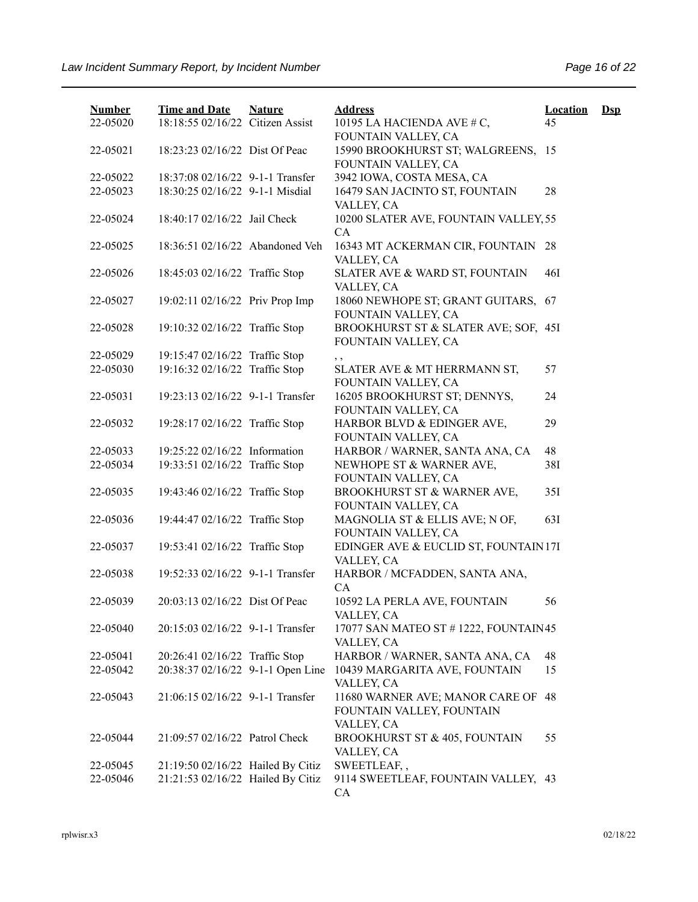| Number | Time and Date | Nature | Address | Location | Dsp |
|---|---|---|---|---|---|
| 22-05020 | 18:18:55 02/16/22 | Citizen Assist | 10195 LA HACIENDA AVE # C, FOUNTAIN VALLEY, CA | 45 | |
| 22-05021 | 18:23:23 02/16/22 | Dist Of Peac | 15990 BROOKHURST ST; WALGREENS, FOUNTAIN VALLEY, CA | 15 | |
| 22-05022 | 18:37:08 02/16/22 | 9-1-1 Transfer | 3942 IOWA, COSTA MESA, CA | | |
| 22-05023 | 18:30:25 02/16/22 | 9-1-1 Misdial | 16479 SAN JACINTO ST, FOUNTAIN VALLEY, CA | 28 | |
| 22-05024 | 18:40:17 02/16/22 | Jail Check | 10200 SLATER AVE, FOUNTAIN VALLEY, CA | 55 | |
| 22-05025 | 18:36:51 02/16/22 | Abandoned Veh | 16343 MT ACKERMAN CIR, FOUNTAIN VALLEY, CA | 28 | |
| 22-05026 | 18:45:03 02/16/22 | Traffic Stop | SLATER AVE & WARD ST, FOUNTAIN VALLEY, CA | 46I | |
| 22-05027 | 19:02:11 02/16/22 | Priv Prop Imp | 18060 NEWHOPE ST; GRANT GUITARS, FOUNTAIN VALLEY, CA | 67 | |
| 22-05028 | 19:10:32 02/16/22 | Traffic Stop | BROOKHURST ST & SLATER AVE; SOF, FOUNTAIN VALLEY, CA | 45I | |
| 22-05029 | 19:15:47 02/16/22 | Traffic Stop | , , | | |
| 22-05030 | 19:16:32 02/16/22 | Traffic Stop | SLATER AVE & MT HERRMANN ST, FOUNTAIN VALLEY, CA | 57 | |
| 22-05031 | 19:23:13 02/16/22 | 9-1-1 Transfer | 16205 BROOKHURST ST; DENNYS, FOUNTAIN VALLEY, CA | 24 | |
| 22-05032 | 19:28:17 02/16/22 | Traffic Stop | HARBOR BLVD & EDINGER AVE, FOUNTAIN VALLEY, CA | 29 | |
| 22-05033 | 19:25:22 02/16/22 | Information | HARBOR / WARNER, SANTA ANA, CA | 48 | |
| 22-05034 | 19:33:51 02/16/22 | Traffic Stop | NEWHOPE ST & WARNER AVE, FOUNTAIN VALLEY, CA | 38I | |
| 22-05035 | 19:43:46 02/16/22 | Traffic Stop | BROOKHURST ST & WARNER AVE, FOUNTAIN VALLEY, CA | 35I | |
| 22-05036 | 19:44:47 02/16/22 | Traffic Stop | MAGNOLIA ST & ELLIS AVE; N OF, FOUNTAIN VALLEY, CA | 63I | |
| 22-05037 | 19:53:41 02/16/22 | Traffic Stop | EDINGER AVE & EUCLID ST, FOUNTAIN VALLEY, CA | 17I | |
| 22-05038 | 19:52:33 02/16/22 | 9-1-1 Transfer | HARBOR / MCFADDEN, SANTA ANA, CA | | |
| 22-05039 | 20:03:13 02/16/22 | Dist Of Peac | 10592 LA PERLA AVE, FOUNTAIN VALLEY, CA | 56 | |
| 22-05040 | 20:15:03 02/16/22 | 9-1-1 Transfer | 17077 SAN MATEO ST # 1222, FOUNTAIN VALLEY, CA | 45 | |
| 22-05041 | 20:26:41 02/16/22 | Traffic Stop | HARBOR / WARNER, SANTA ANA, CA | 48 | |
| 22-05042 | 20:38:37 02/16/22 | 9-1-1 Open Line | 10439 MARGARITA AVE, FOUNTAIN VALLEY, CA | 15 | |
| 22-05043 | 21:06:15 02/16/22 | 9-1-1 Transfer | 11680 WARNER AVE; MANOR CARE OF FOUNTAIN VALLEY, FOUNTAIN VALLEY, CA | 48 | |
| 22-05044 | 21:09:57 02/16/22 | Patrol Check | BROOKHURST ST & 405, FOUNTAIN VALLEY, CA | 55 | |
| 22-05045 | 21:19:50 02/16/22 | Hailed By Citiz | SWEETLEAF, , | | |
| 22-05046 | 21:21:53 02/16/22 | Hailed By Citiz | 9114 SWEETLEAF, FOUNTAIN VALLEY, CA | 43 | |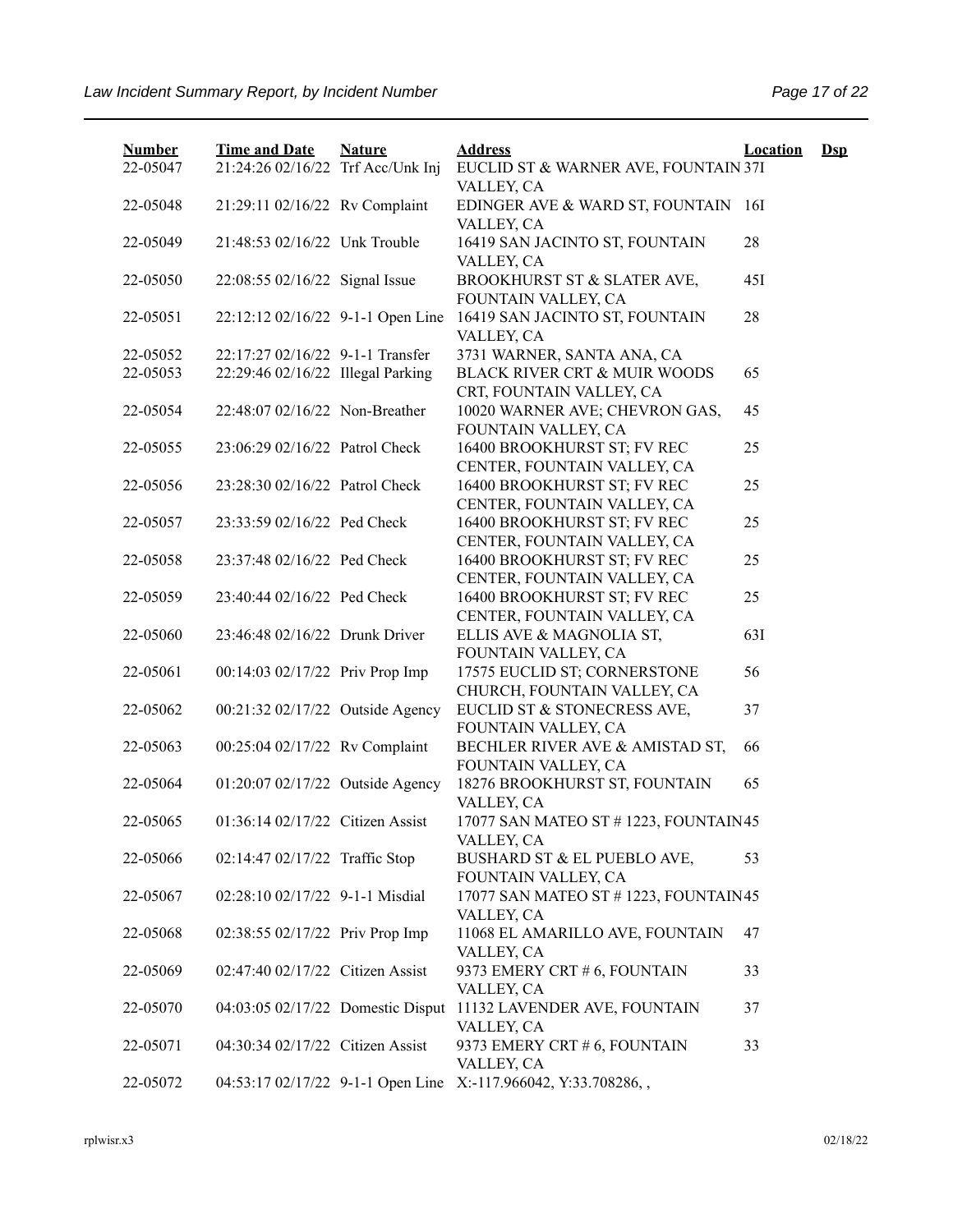| Number | Time and Date | Nature | Address | Location | Dsp |
|---|---|---|---|---|---|
| 22-05047 | 21:24:26 02/16/22 | Trf Acc/Unk Inj | EUCLID ST & WARNER AVE, FOUNTAIN VALLEY, CA | 37I | |
| 22-05048 | 21:29:11 02/16/22 | Rv Complaint | EDINGER AVE & WARD ST, FOUNTAIN VALLEY, CA | 16I | |
| 22-05049 | 21:48:53 02/16/22 | Unk Trouble | 16419 SAN JACINTO ST, FOUNTAIN VALLEY, CA | 28 | |
| 22-05050 | 22:08:55 02/16/22 | Signal Issue | BROOKHURST ST & SLATER AVE, FOUNTAIN VALLEY, CA | 45I | |
| 22-05051 | 22:12:12 02/16/22 | 9-1-1 Open Line | 16419 SAN JACINTO ST, FOUNTAIN VALLEY, CA | 28 | |
| 22-05052 | 22:17:27 02/16/22 | 9-1-1 Transfer | 3731 WARNER, SANTA ANA, CA | | |
| 22-05053 | 22:29:46 02/16/22 | Illegal Parking | BLACK RIVER CRT & MUIR WOODS CRT, FOUNTAIN VALLEY, CA | 65 | |
| 22-05054 | 22:48:07 02/16/22 | Non-Breather | 10020 WARNER AVE; CHEVRON GAS, FOUNTAIN VALLEY, CA | 45 | |
| 22-05055 | 23:06:29 02/16/22 | Patrol Check | 16400 BROOKHURST ST; FV REC CENTER, FOUNTAIN VALLEY, CA | 25 | |
| 22-05056 | 23:28:30 02/16/22 | Patrol Check | 16400 BROOKHURST ST; FV REC CENTER, FOUNTAIN VALLEY, CA | 25 | |
| 22-05057 | 23:33:59 02/16/22 | Ped Check | 16400 BROOKHURST ST; FV REC CENTER, FOUNTAIN VALLEY, CA | 25 | |
| 22-05058 | 23:37:48 02/16/22 | Ped Check | 16400 BROOKHURST ST; FV REC CENTER, FOUNTAIN VALLEY, CA | 25 | |
| 22-05059 | 23:40:44 02/16/22 | Ped Check | 16400 BROOKHURST ST; FV REC CENTER, FOUNTAIN VALLEY, CA | 25 | |
| 22-05060 | 23:46:48 02/16/22 | Drunk Driver | ELLIS AVE & MAGNOLIA ST, FOUNTAIN VALLEY, CA | 63I | |
| 22-05061 | 00:14:03 02/17/22 | Priv Prop Imp | 17575 EUCLID ST; CORNERSTONE CHURCH, FOUNTAIN VALLEY, CA | 56 | |
| 22-05062 | 00:21:32 02/17/22 | Outside Agency | EUCLID ST & STONECRESS AVE, FOUNTAIN VALLEY, CA | 37 | |
| 22-05063 | 00:25:04 02/17/22 | Rv Complaint | BECHLER RIVER AVE & AMISTAD ST, FOUNTAIN VALLEY, CA | 66 | |
| 22-05064 | 01:20:07 02/17/22 | Outside Agency | 18276 BROOKHURST ST, FOUNTAIN VALLEY, CA | 65 | |
| 22-05065 | 01:36:14 02/17/22 | Citizen Assist | 17077 SAN MATEO ST # 1223, FOUNTAIN VALLEY, CA | 45 | |
| 22-05066 | 02:14:47 02/17/22 | Traffic Stop | BUSHARD ST & EL PUEBLO AVE, FOUNTAIN VALLEY, CA | 53 | |
| 22-05067 | 02:28:10 02/17/22 | 9-1-1 Misdial | 17077 SAN MATEO ST # 1223, FOUNTAIN VALLEY, CA | 45 | |
| 22-05068 | 02:38:55 02/17/22 | Priv Prop Imp | 11068 EL AMARILLO AVE, FOUNTAIN VALLEY, CA | 47 | |
| 22-05069 | 02:47:40 02/17/22 | Citizen Assist | 9373 EMERY CRT # 6, FOUNTAIN VALLEY, CA | 33 | |
| 22-05070 | 04:03:05 02/17/22 | Domestic Disput | 11132 LAVENDER AVE, FOUNTAIN VALLEY, CA | 37 | |
| 22-05071 | 04:30:34 02/17/22 | Citizen Assist | 9373 EMERY CRT # 6, FOUNTAIN VALLEY, CA | 33 | |
| 22-05072 | 04:53:17 02/17/22 | 9-1-1 Open Line | X:-117.966042, Y:33.708286, , | | |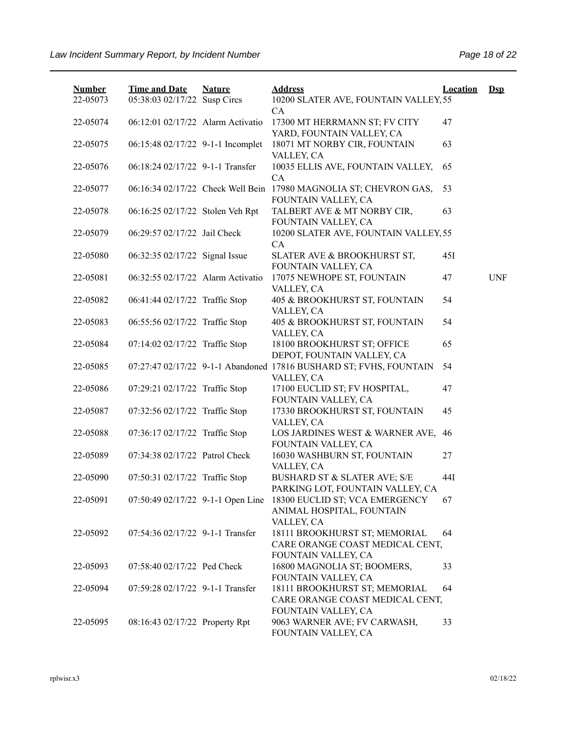| Number | Time and Date | Nature | Address | Location | Dsp |
|---|---|---|---|---|---|
| 22-05073 | 05:38:03 02/17/22 | Susp Circs | 10200 SLATER AVE, FOUNTAIN VALLEY, CA | 55 | |
| 22-05074 | 06:12:01 02/17/22 | Alarm Activatio | 17300 MT HERRMANN ST; FV CITY YARD, FOUNTAIN VALLEY, CA | 47 | |
| 22-05075 | 06:15:48 02/17/22 | 9-1-1 Incomplet | 18071 MT NORBY CIR, FOUNTAIN VALLEY, CA | 63 | |
| 22-05076 | 06:18:24 02/17/22 | 9-1-1 Transfer | 10035 ELLIS AVE, FOUNTAIN VALLEY, CA | 65 | |
| 22-05077 | 06:16:34 02/17/22 | Check Well Bein | 17980 MAGNOLIA ST; CHEVRON GAS, FOUNTAIN VALLEY, CA | 53 | |
| 22-05078 | 06:16:25 02/17/22 | Stolen Veh Rpt | TALBERT AVE & MT NORBY CIR, FOUNTAIN VALLEY, CA | 63 | |
| 22-05079 | 06:29:57 02/17/22 | Jail Check | 10200 SLATER AVE, FOUNTAIN VALLEY, CA | 55 | |
| 22-05080 | 06:32:35 02/17/22 | Signal Issue | SLATER AVE & BROOKHURST ST, FOUNTAIN VALLEY, CA | 45I | |
| 22-05081 | 06:32:55 02/17/22 | Alarm Activatio | 17075 NEWHOPE ST, FOUNTAIN VALLEY, CA | 47 | UNF |
| 22-05082 | 06:41:44 02/17/22 | Traffic Stop | 405 & BROOKHURST ST, FOUNTAIN VALLEY, CA | 54 | |
| 22-05083 | 06:55:56 02/17/22 | Traffic Stop | 405 & BROOKHURST ST, FOUNTAIN VALLEY, CA | 54 | |
| 22-05084 | 07:14:02 02/17/22 | Traffic Stop | 18100 BROOKHURST ST; OFFICE DEPOT, FOUNTAIN VALLEY, CA | 65 | |
| 22-05085 | 07:27:47 02/17/22 | 9-1-1 Abandoned | 17816 BUSHARD ST; FVHS, FOUNTAIN VALLEY, CA | 54 | |
| 22-05086 | 07:29:21 02/17/22 | Traffic Stop | 17100 EUCLID ST; FV HOSPITAL, FOUNTAIN VALLEY, CA | 47 | |
| 22-05087 | 07:32:56 02/17/22 | Traffic Stop | 17330 BROOKHURST ST, FOUNTAIN VALLEY, CA | 45 | |
| 22-05088 | 07:36:17 02/17/22 | Traffic Stop | LOS JARDINES WEST & WARNER AVE, FOUNTAIN VALLEY, CA | 46 | |
| 22-05089 | 07:34:38 02/17/22 | Patrol Check | 16030 WASHBURN ST, FOUNTAIN VALLEY, CA | 27 | |
| 22-05090 | 07:50:31 02/17/22 | Traffic Stop | BUSHARD ST & SLATER AVE; S/E PARKING LOT, FOUNTAIN VALLEY, CA | 44I | |
| 22-05091 | 07:50:49 02/17/22 | 9-1-1 Open Line | 18300 EUCLID ST; VCA EMERGENCY ANIMAL HOSPITAL, FOUNTAIN VALLEY, CA | 67 | |
| 22-05092 | 07:54:36 02/17/22 | 9-1-1 Transfer | 18111 BROOKHURST ST; MEMORIAL CARE ORANGE COAST MEDICAL CENT, FOUNTAIN VALLEY, CA | 64 | |
| 22-05093 | 07:58:40 02/17/22 | Ped Check | 16800 MAGNOLIA ST; BOOMERS, FOUNTAIN VALLEY, CA | 33 | |
| 22-05094 | 07:59:28 02/17/22 | 9-1-1 Transfer | 18111 BROOKHURST ST; MEMORIAL CARE ORANGE COAST MEDICAL CENT, FOUNTAIN VALLEY, CA | 64 | |
| 22-05095 | 08:16:43 02/17/22 | Property Rpt | 9063 WARNER AVE; FV CARWASH, FOUNTAIN VALLEY, CA | 33 | |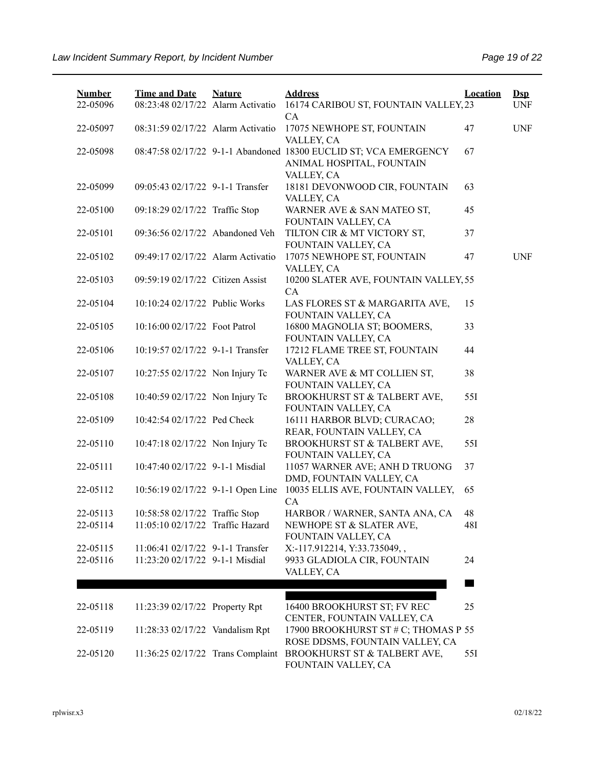| Number | Time and Date | Nature | Address | Location | Dsp |
|---|---|---|---|---|---|
| 22-05096 | 08:23:48 02/17/22 | Alarm Activatio | 16174 CARIBOU ST, FOUNTAIN VALLEY, CA | 23 | UNF |
| 22-05097 | 08:31:59 02/17/22 | Alarm Activatio | 17075 NEWHOPE ST, FOUNTAIN VALLEY, CA | 47 | UNF |
| 22-05098 | 08:47:58 02/17/22 | 9-1-1 Abandoned | 18300 EUCLID ST; VCA EMERGENCY ANIMAL HOSPITAL, FOUNTAIN VALLEY, CA | 67 | |
| 22-05099 | 09:05:43 02/17/22 | 9-1-1 Transfer | 18181 DEVONWOOD CIR, FOUNTAIN VALLEY, CA | 63 | |
| 22-05100 | 09:18:29 02/17/22 | Traffic Stop | WARNER AVE & SAN MATEO ST, FOUNTAIN VALLEY, CA | 45 | |
| 22-05101 | 09:36:56 02/17/22 | Abandoned Veh | TILTON CIR & MT VICTORY ST, FOUNTAIN VALLEY, CA | 37 | |
| 22-05102 | 09:49:17 02/17/22 | Alarm Activatio | 17075 NEWHOPE ST, FOUNTAIN VALLEY, CA | 47 | UNF |
| 22-05103 | 09:59:19 02/17/22 | Citizen Assist | 10200 SLATER AVE, FOUNTAIN VALLEY, CA | 55 | |
| 22-05104 | 10:10:24 02/17/22 | Public Works | LAS FLORES ST & MARGARITA AVE, FOUNTAIN VALLEY, CA | 15 | |
| 22-05105 | 10:16:00 02/17/22 | Foot Patrol | 16800 MAGNOLIA ST; BOOMERS, FOUNTAIN VALLEY, CA | 33 | |
| 22-05106 | 10:19:57 02/17/22 | 9-1-1 Transfer | 17212 FLAME TREE ST, FOUNTAIN VALLEY, CA | 44 | |
| 22-05107 | 10:27:55 02/17/22 | Non Injury Tc | WARNER AVE & MT COLLIEN ST, FOUNTAIN VALLEY, CA | 38 | |
| 22-05108 | 10:40:59 02/17/22 | Non Injury Tc | BROOKHURST ST & TALBERT AVE, FOUNTAIN VALLEY, CA | 55I | |
| 22-05109 | 10:42:54 02/17/22 | Ped Check | 16111 HARBOR BLVD; CURACAO; REAR, FOUNTAIN VALLEY, CA | 28 | |
| 22-05110 | 10:47:18 02/17/22 | Non Injury Tc | BROOKHURST ST & TALBERT AVE, FOUNTAIN VALLEY, CA | 55I | |
| 22-05111 | 10:47:40 02/17/22 | 9-1-1 Misdial | 11057 WARNER AVE; ANH D TRUONG DMD, FOUNTAIN VALLEY, CA | 37 | |
| 22-05112 | 10:56:19 02/17/22 | 9-1-1 Open Line | 10035 ELLIS AVE, FOUNTAIN VALLEY, CA | 65 | |
| 22-05113 | 10:58:58 02/17/22 | Traffic Stop | HARBOR / WARNER, SANTA ANA, CA | 48 | |
| 22-05114 | 11:05:10 02/17/22 | Traffic Hazard | NEWHOPE ST & SLATER AVE, FOUNTAIN VALLEY, CA | 48I | |
| 22-05115 | 11:06:41 02/17/22 | 9-1-1 Transfer | X:-117.912214, Y:33.735049, , | | |
| 22-05116 | 11:23:20 02/17/22 | 9-1-1 Misdial | 9933 GLADIOLA CIR, FOUNTAIN VALLEY, CA | 24 | |
| 22-05118 | 11:23:39 02/17/22 | Property Rpt | 16400 BROOKHURST ST; FV REC CENTER, FOUNTAIN VALLEY, CA | 25 | |
| 22-05119 | 11:28:33 02/17/22 | Vandalism Rpt | 17900 BROOKHURST ST # C; THOMAS P ROSE DDSMS, FOUNTAIN VALLEY, CA | 55 | |
| 22-05120 | 11:36:25 02/17/22 | Trans Complaint | BROOKHURST ST & TALBERT AVE, FOUNTAIN VALLEY, CA | 55I | |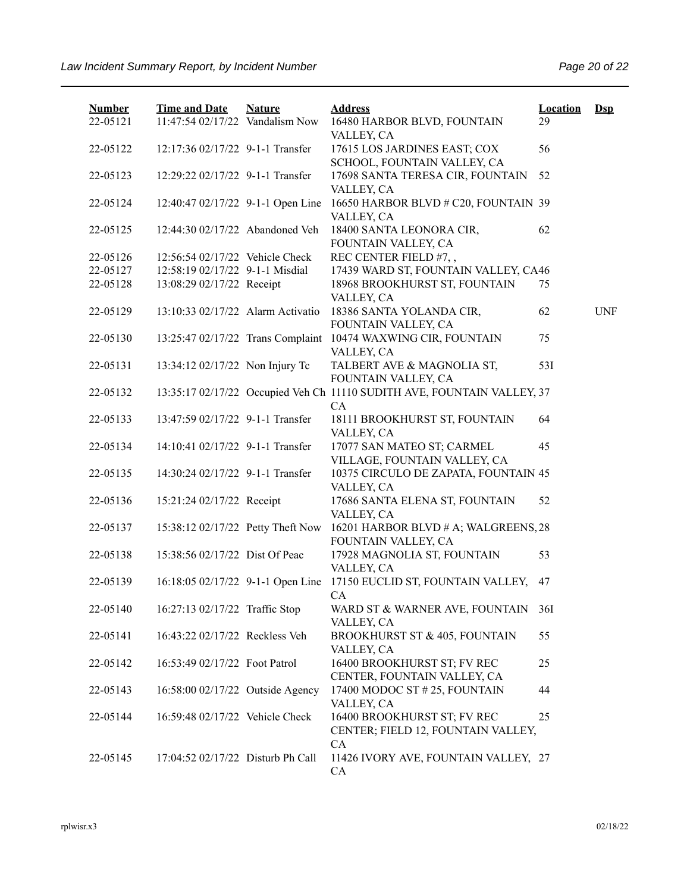| Number | Time and Date | Nature | Address | Location | Dsp |
|---|---|---|---|---|---|
| 22-05121 | 11:47:54 02/17/22 | Vandalism Now | 16480 HARBOR BLVD, FOUNTAIN VALLEY, CA | 29 | |
| 22-05122 | 12:17:36 02/17/22 | 9-1-1 Transfer | 17615 LOS JARDINES EAST; COX SCHOOL, FOUNTAIN VALLEY, CA | 56 | |
| 22-05123 | 12:29:22 02/17/22 | 9-1-1 Transfer | 17698 SANTA TERESA CIR, FOUNTAIN VALLEY, CA | 52 | |
| 22-05124 | 12:40:47 02/17/22 | 9-1-1 Open Line | 16650 HARBOR BLVD # C20, FOUNTAIN VALLEY, CA | 39 | |
| 22-05125 | 12:44:30 02/17/22 | Abandoned Veh | 18400 SANTA LEONORA CIR, FOUNTAIN VALLEY, CA | 62 | |
| 22-05126 | 12:56:54 02/17/22 | Vehicle Check | REC CENTER FIELD #7, , | | |
| 22-05127 | 12:58:19 02/17/22 | 9-1-1 Misdial | 17439 WARD ST, FOUNTAIN VALLEY, CA | 46 | |
| 22-05128 | 13:08:29 02/17/22 | Receipt | 18968 BROOKHURST ST, FOUNTAIN VALLEY, CA | 75 | |
| 22-05129 | 13:10:33 02/17/22 | Alarm Activatio | 18386 SANTA YOLANDA CIR, FOUNTAIN VALLEY, CA | 62 | UNF |
| 22-05130 | 13:25:47 02/17/22 | Trans Complaint | 10474 WAXWING CIR, FOUNTAIN VALLEY, CA | 75 | |
| 22-05131 | 13:34:12 02/17/22 | Non Injury Tc | TALBERT AVE & MAGNOLIA ST, FOUNTAIN VALLEY, CA | 53I | |
| 22-05132 | 13:35:17 02/17/22 | Occupied Veh Ch | 11110 SUDITH AVE, FOUNTAIN VALLEY, CA | 37 | |
| 22-05133 | 13:47:59 02/17/22 | 9-1-1 Transfer | 18111 BROOKHURST ST, FOUNTAIN VALLEY, CA | 64 | |
| 22-05134 | 14:10:41 02/17/22 | 9-1-1 Transfer | 17077 SAN MATEO ST; CARMEL VILLAGE, FOUNTAIN VALLEY, CA | 45 | |
| 22-05135 | 14:30:24 02/17/22 | 9-1-1 Transfer | 10375 CIRCULO DE ZAPATA, FOUNTAIN VALLEY, CA | 45 | |
| 22-05136 | 15:21:24 02/17/22 | Receipt | 17686 SANTA ELENA ST, FOUNTAIN VALLEY, CA | 52 | |
| 22-05137 | 15:38:12 02/17/22 | Petty Theft Now | 16201 HARBOR BLVD # A; WALGREENS, FOUNTAIN VALLEY, CA | 28 | |
| 22-05138 | 15:38:56 02/17/22 | Dist Of Peac | 17928 MAGNOLIA ST, FOUNTAIN VALLEY, CA | 53 | |
| 22-05139 | 16:18:05 02/17/22 | 9-1-1 Open Line | 17150 EUCLID ST, FOUNTAIN VALLEY, CA | 47 | |
| 22-05140 | 16:27:13 02/17/22 | Traffic Stop | WARD ST & WARNER AVE, FOUNTAIN VALLEY, CA | 36I | |
| 22-05141 | 16:43:22 02/17/22 | Reckless Veh | BROOKHURST ST & 405, FOUNTAIN VALLEY, CA | 55 | |
| 22-05142 | 16:53:49 02/17/22 | Foot Patrol | 16400 BROOKHURST ST; FV REC CENTER, FOUNTAIN VALLEY, CA | 25 | |
| 22-05143 | 16:58:00 02/17/22 | Outside Agency | 17400 MODOC ST # 25, FOUNTAIN VALLEY, CA | 44 | |
| 22-05144 | 16:59:48 02/17/22 | Vehicle Check | 16400 BROOKHURST ST; FV REC CENTER; FIELD 12, FOUNTAIN VALLEY, CA | 25 | |
| 22-05145 | 17:04:52 02/17/22 | Disturb Ph Call | 11426 IVORY AVE, FOUNTAIN VALLEY, CA | 27 | |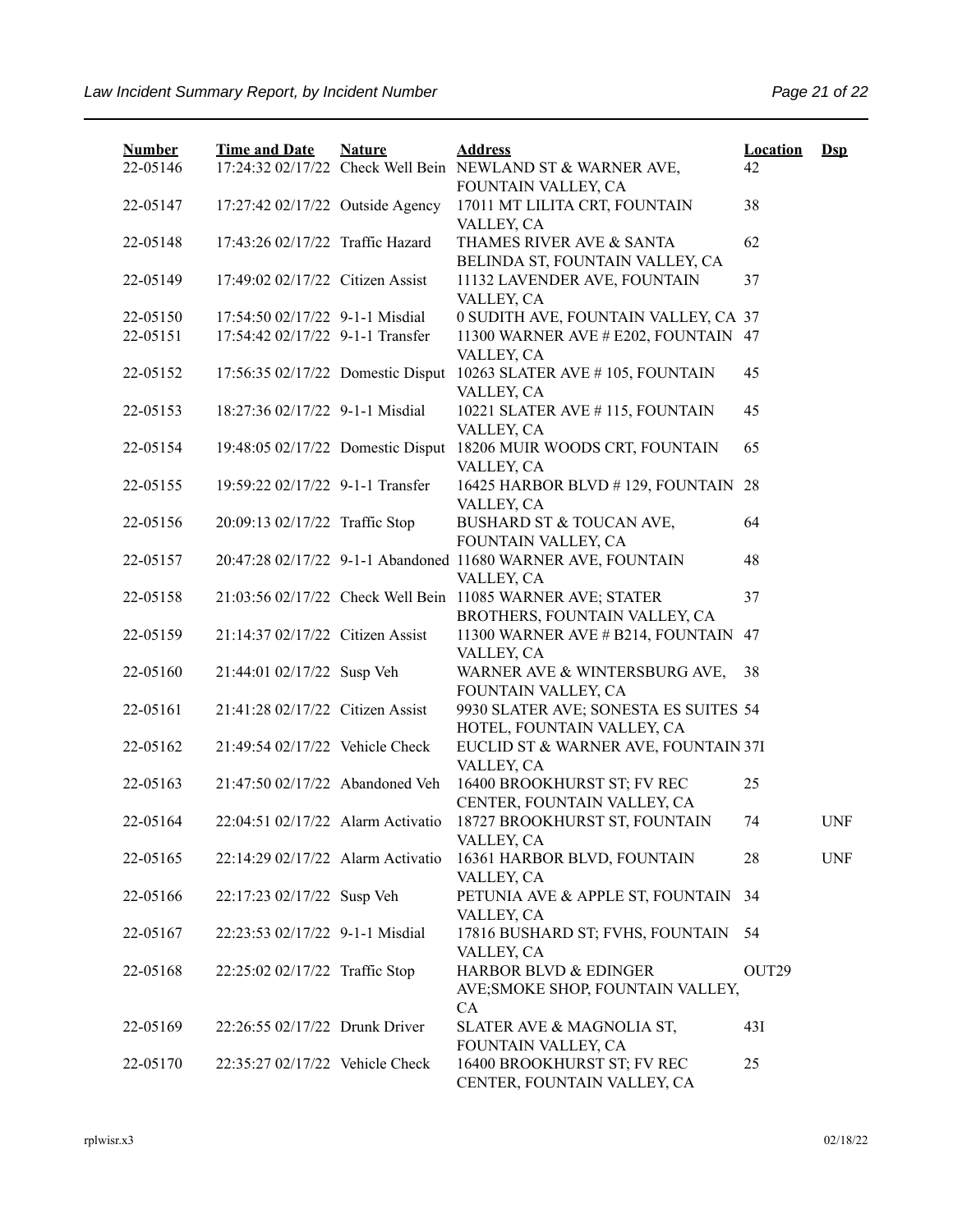| Number | Time and Date | Nature | Address | Location | Dsp |
|---|---|---|---|---|---|
| 22-05146 | 17:24:32 02/17/22 | Check Well Bein | NEWLAND ST & WARNER AVE, FOUNTAIN VALLEY, CA | 42 | |
| 22-05147 | 17:27:42 02/17/22 | Outside Agency | 17011 MT LILITA CRT, FOUNTAIN VALLEY, CA | 38 | |
| 22-05148 | 17:43:26 02/17/22 | Traffic Hazard | THAMES RIVER AVE & SANTA BELINDA ST, FOUNTAIN VALLEY, CA | 62 | |
| 22-05149 | 17:49:02 02/17/22 | Citizen Assist | 11132 LAVENDER AVE, FOUNTAIN VALLEY, CA | 37 | |
| 22-05150 | 17:54:50 02/17/22 | 9-1-1 Misdial | 0 SUDITH AVE, FOUNTAIN VALLEY, CA | 37 | |
| 22-05151 | 17:54:42 02/17/22 | 9-1-1 Transfer | 11300 WARNER AVE # E202, FOUNTAIN VALLEY, CA | 47 | |
| 22-05152 | 17:56:35 02/17/22 | Domestic Disput | 10263 SLATER AVE # 105, FOUNTAIN VALLEY, CA | 45 | |
| 22-05153 | 18:27:36 02/17/22 | 9-1-1 Misdial | 10221 SLATER AVE # 115, FOUNTAIN VALLEY, CA | 45 | |
| 22-05154 | 19:48:05 02/17/22 | Domestic Disput | 18206 MUIR WOODS CRT, FOUNTAIN VALLEY, CA | 65 | |
| 22-05155 | 19:59:22 02/17/22 | 9-1-1 Transfer | 16425 HARBOR BLVD # 129, FOUNTAIN VALLEY, CA | 28 | |
| 22-05156 | 20:09:13 02/17/22 | Traffic Stop | BUSHARD ST & TOUCAN AVE, FOUNTAIN VALLEY, CA | 64 | |
| 22-05157 | 20:47:28 02/17/22 | 9-1-1 Abandoned | 11680 WARNER AVE, FOUNTAIN VALLEY, CA | 48 | |
| 22-05158 | 21:03:56 02/17/22 | Check Well Bein | 11085 WARNER AVE; STATER BROTHERS, FOUNTAIN VALLEY, CA | 37 | |
| 22-05159 | 21:14:37 02/17/22 | Citizen Assist | 11300 WARNER AVE # B214, FOUNTAIN VALLEY, CA | 47 | |
| 22-05160 | 21:44:01 02/17/22 | Susp Veh | WARNER AVE & WINTERSBURG AVE, FOUNTAIN VALLEY, CA | 38 | |
| 22-05161 | 21:41:28 02/17/22 | Citizen Assist | 9930 SLATER AVE; SONESTA ES SUITES HOTEL, FOUNTAIN VALLEY, CA | 54 | |
| 22-05162 | 21:49:54 02/17/22 | Vehicle Check | EUCLID ST & WARNER AVE, FOUNTAIN VALLEY, CA | 37I | |
| 22-05163 | 21:47:50 02/17/22 | Abandoned Veh | 16400 BROOKHURST ST; FV REC CENTER, FOUNTAIN VALLEY, CA | 25 | |
| 22-05164 | 22:04:51 02/17/22 | Alarm Activatio | 18727 BROOKHURST ST, FOUNTAIN VALLEY, CA | 74 | UNF |
| 22-05165 | 22:14:29 02/17/22 | Alarm Activatio | 16361 HARBOR BLVD, FOUNTAIN VALLEY, CA | 28 | UNF |
| 22-05166 | 22:17:23 02/17/22 | Susp Veh | PETUNIA AVE & APPLE ST, FOUNTAIN VALLEY, CA | 34 | |
| 22-05167 | 22:23:53 02/17/22 | 9-1-1 Misdial | 17816 BUSHARD ST; FVHS, FOUNTAIN VALLEY, CA | 54 | |
| 22-05168 | 22:25:02 02/17/22 | Traffic Stop | HARBOR BLVD & EDINGER AVE;SMOKE SHOP, FOUNTAIN VALLEY, CA | OUT29 | |
| 22-05169 | 22:26:55 02/17/22 | Drunk Driver | SLATER AVE & MAGNOLIA ST, FOUNTAIN VALLEY, CA | 43I | |
| 22-05170 | 22:35:27 02/17/22 | Vehicle Check | 16400 BROOKHURST ST; FV REC CENTER, FOUNTAIN VALLEY, CA | 25 | |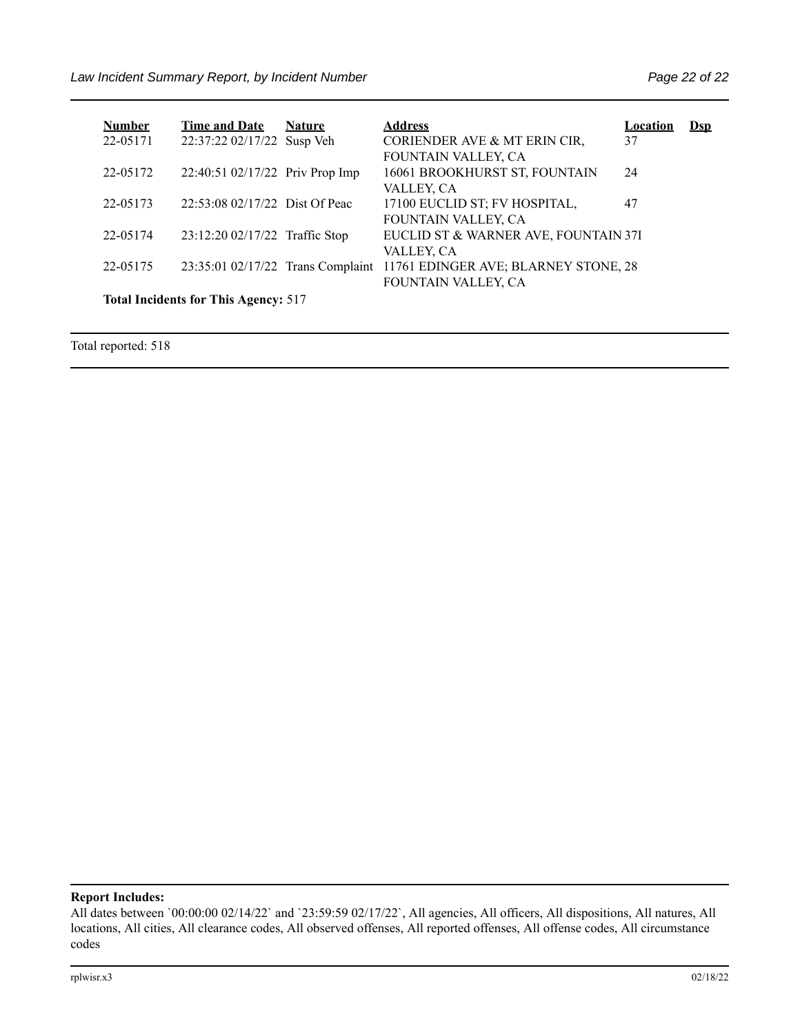| Number | Time and Date | Nature | Address | Location | Dsp |
|---|---|---|---|---|---|
| 22-05171 | 22:37:22 02/17/22 | Susp Veh | CORIENDER AVE & MT ERIN CIR, FOUNTAIN VALLEY, CA | 37 | |
| 22-05172 | 22:40:51 02/17/22 | Priv Prop Imp | 16061 BROOKHURST ST, FOUNTAIN VALLEY, CA | 24 | |
| 22-05173 | 22:53:08 02/17/22 | Dist Of Peac | 17100 EUCLID ST; FV HOSPITAL, FOUNTAIN VALLEY, CA | 47 | |
| 22-05174 | 23:12:20 02/17/22 | Traffic Stop | EUCLID ST & WARNER AVE, FOUNTAIN VALLEY, CA | 37I | |
| 22-05175 | 23:35:01 02/17/22 | Trans Complaint | 11761 EDINGER AVE; BLARNEY STONE, FOUNTAIN VALLEY, CA | 28 | |

**Total Incidents for This Agency:** 517

Total reported: 518

**Report Includes:**

All dates between `00:00:00 02/14/22` and `23:59:59 02/17/22`, All agencies, All officers, All dispositions, All natures, All locations, All cities, All clearance codes, All observed offenses, All reported offenses, All offense codes, All circumstance codes

rplwisr.x3

02/18/22